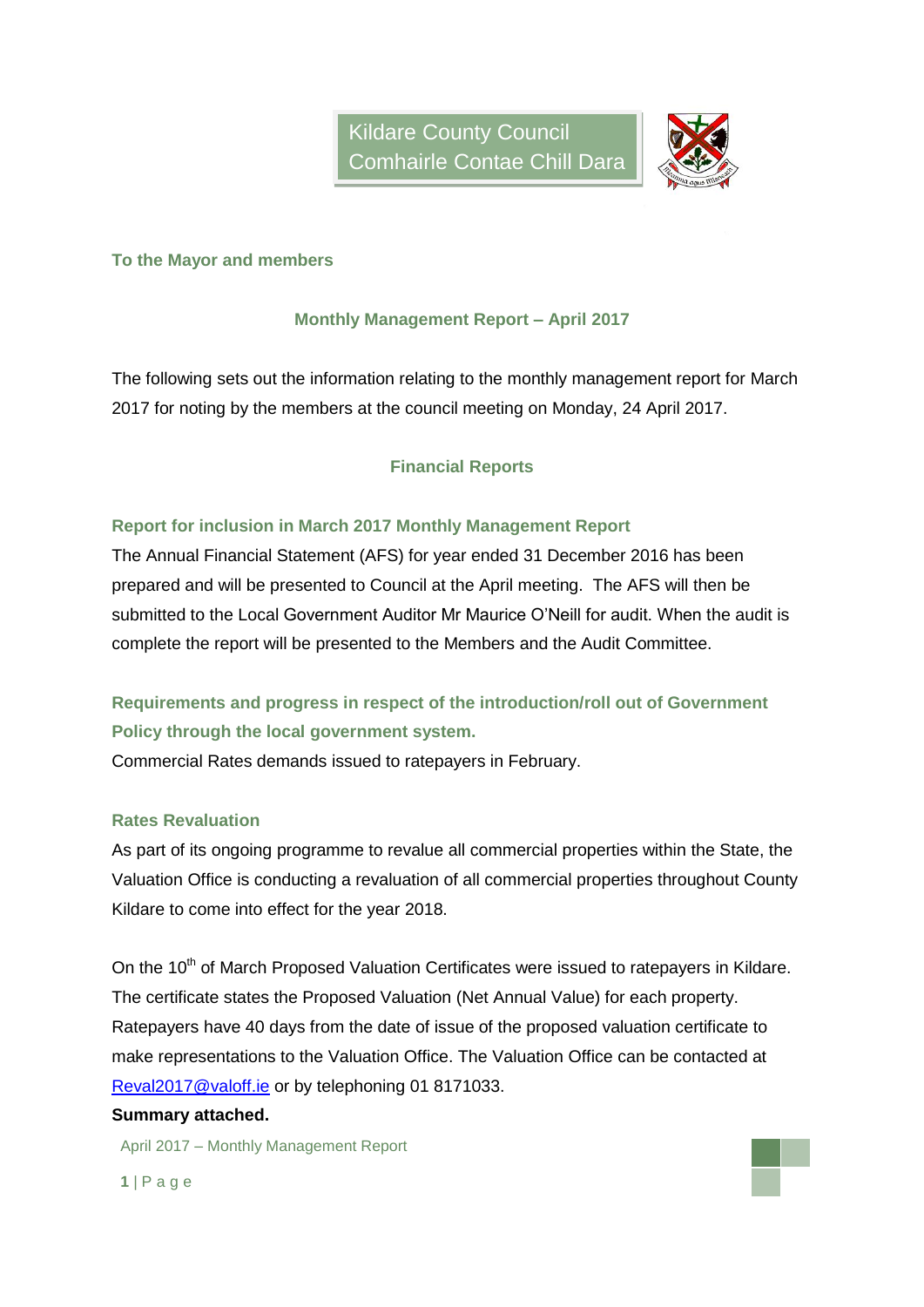Kildare County Council
Comhairle Contae Chill Dara

**To the Mayor and members**

## Monthly Management Report – April 2017

The following sets out the information relating to the monthly management report for March 2017 for noting by the members at the council meeting on Monday, 24 April 2017.

## Financial Reports

### Report for inclusion in March 2017 Monthly Management Report

The Annual Financial Statement (AFS) for year ended 31 December 2016 has been prepared and will be presented to Council at the April meeting. The AFS will then be submitted to the Local Government Auditor Mr Maurice O'Neill for audit. When the audit is complete the report will be presented to the Members and the Audit Committee.

### Requirements and progress in respect of the introduction/roll out of Government Policy through the local government system.

Commercial Rates demands issued to ratepayers in February.

### Rates Revaluation

As part of its ongoing programme to revalue all commercial properties within the State, the Valuation Office is conducting a revaluation of all commercial properties throughout County Kildare to come into effect for the year 2018.

On the 10th of March Proposed Valuation Certificates were issued to ratepayers in Kildare. The certificate states the Proposed Valuation (Net Annual Value) for each property. Ratepayers have 40 days from the date of issue of the proposed valuation certificate to make representations to the Valuation Office. The Valuation Office can be contacted at Reval2017@valoff.ie or by telephoning 01 8171033.

**Summary attached.**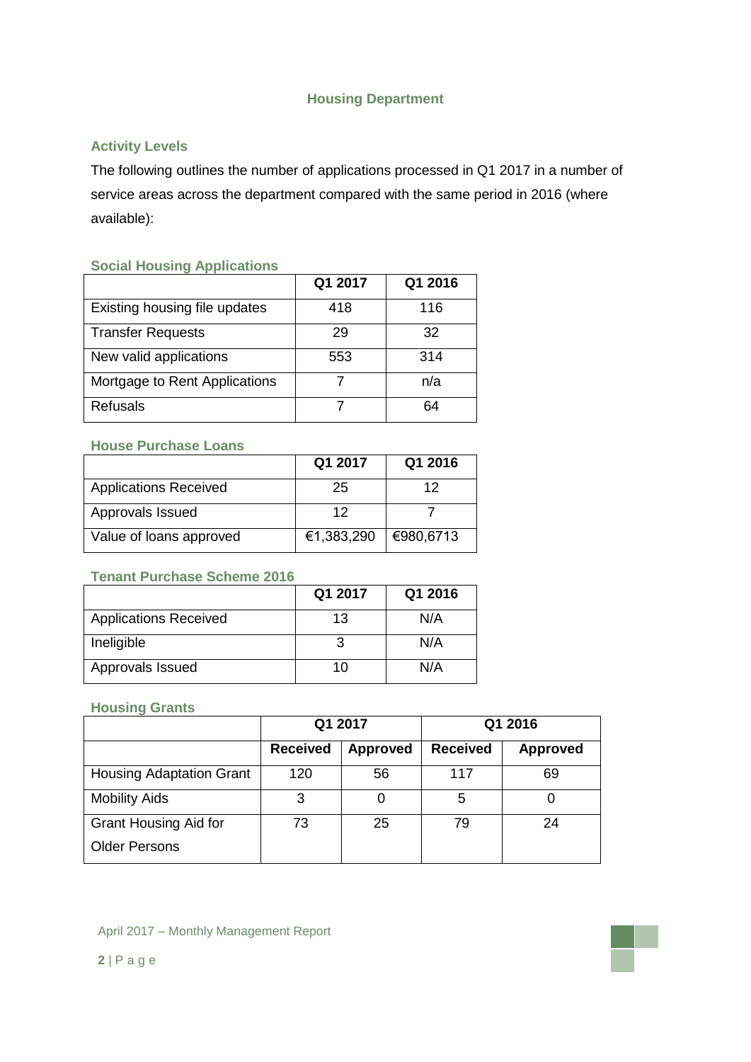# Housing Department

## Activity Levels

The following outlines the number of applications processed in Q1 2017 in a number of service areas across the department compared with the same period in 2016 (where available):

### Social Housing Applications

| | Q1 2017 | Q1 2016 |
|---|---|---|
| Existing housing file updates | 418 | 116 |
| Transfer Requests | 29 | 32 |
| New valid applications | 553 | 314 |
| Mortgage to Rent Applications | 7 | n/a |
| Refusals | 7 | 64 |

### House Purchase Loans

| | Q1 2017 | Q1 2016 |
|---|---|---|
| Applications Received | 25 | 12 |
| Approvals Issued | 12 | 7 |
| Value of loans approved | €1,383,290 | €980,6713 |

### Tenant Purchase Scheme 2016

| | Q1 2017 | Q1 2016 |
|---|---|---|
| Applications Received | 13 | N/A |
| Ineligible | 3 | N/A |
| Approvals Issued | 10 | N/A |

### Housing Grants

| | Q1 2017 | | Q1 2016 | |
|---|---|---|---|---|
| | Received | Approved | Received | Approved |
| Housing Adaptation Grant | 120 | 56 | 117 | 69 |
| Mobility Aids | 3 | 0 | 5 | 0 |
| Grant Housing Aid for Older Persons | 73 | 25 | 79 | 24 |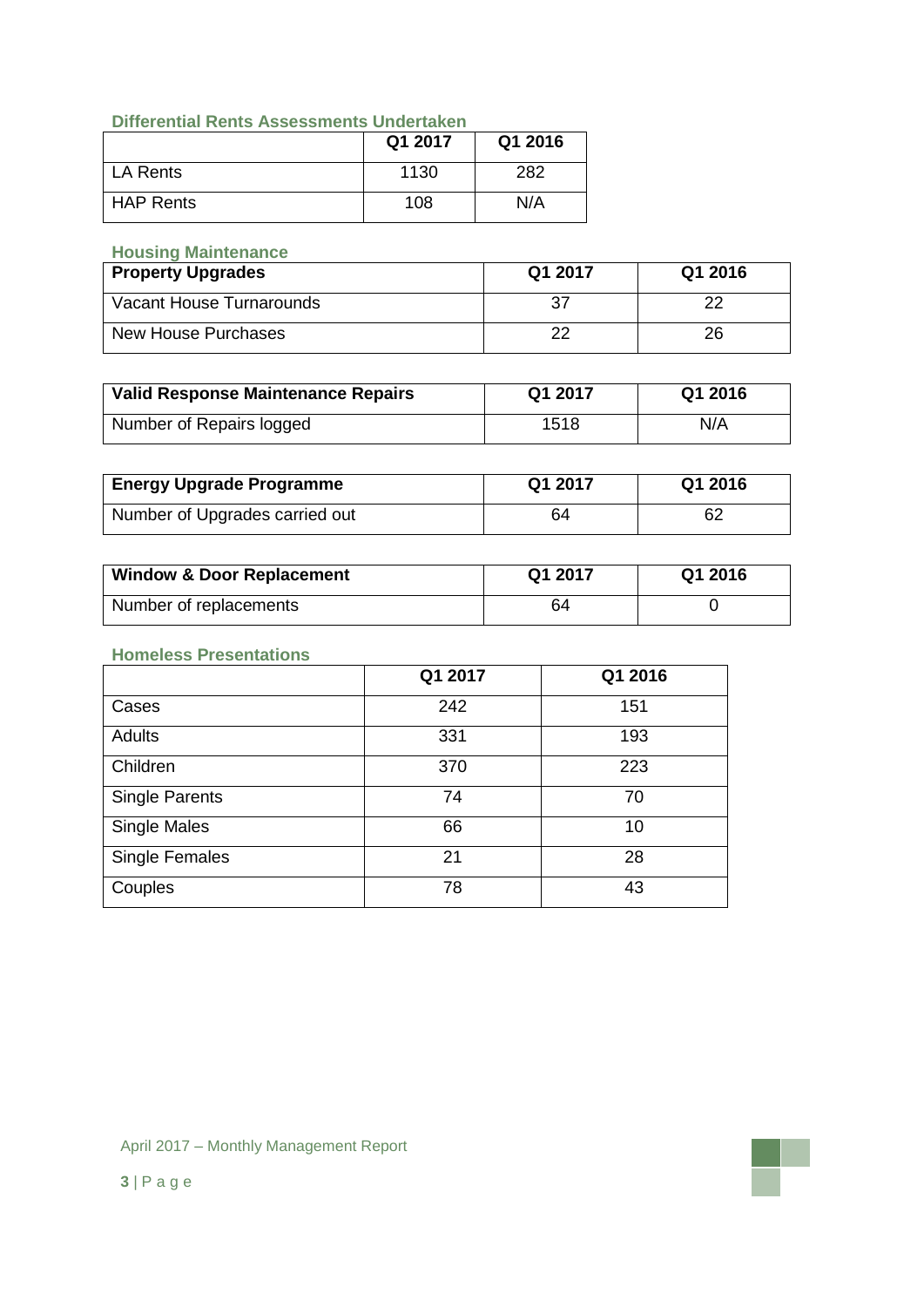### Differential Rents Assessments Undertaken

| | Q1 2017 | Q1 2016 |
|---|---|---|
| LA Rents | 1130 | 282 |
| HAP Rents | 108 | N/A |

### Housing Maintenance

| **Property Upgrades** | **Q1 2017** | **Q1 2016** |
|---|---|---|
| Vacant House Turnarounds | 37 | 22 |
| New House Purchases | 22 | 26 |

| **Valid Response Maintenance Repairs** | **Q1 2017** | **Q1 2016** |
|---|---|---|
| Number of Repairs logged | 1518 | N/A |

| **Energy Upgrade Programme** | **Q1 2017** | **Q1 2016** |
|---|---|---|
| Number of Upgrades carried out | 64 | 62 |

| **Window & Door Replacement** | **Q1 2017** | **Q1 2016** |
|---|---|---|
| Number of replacements | 64 | 0 |

### Homeless Presentations

| | Q1 2017 | Q1 2016 |
|---|---|---|
| Cases | 242 | 151 |
| Adults | 331 | 193 |
| Children | 370 | 223 |
| Single Parents | 74 | 70 |
| Single Males | 66 | 10 |
| Single Females | 21 | 28 |
| Couples | 78 | 43 |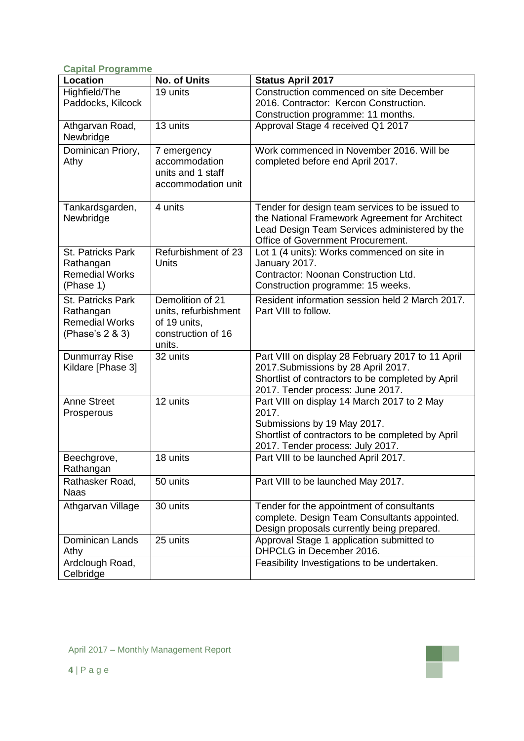## Capital Programme

| Location | No. of Units | Status April 2017 |
|---|---|---|
| Highfield/The Paddocks, Kilcock | 19 units | Construction commenced on site December 2016. Contractor: Kercon Construction. Construction programme: 11 months. |
| Athgarvan Road, Newbridge | 13 units | Approval Stage 4 received Q1 2017 |
| Dominican Priory, Athy | 7 emergency accommodation units and 1 staff accommodation unit | Work commenced in November 2016. Will be completed before end April 2017. |
| Tankardsgarden, Newbridge | 4 units | Tender for design team services to be issued to the National Framework Agreement for Architect Lead Design Team Services administered by the Office of Government Procurement. |
| St. Patricks Park Rathangan Remedial Works (Phase 1) | Refurbishment of 23 Units | Lot 1 (4 units): Works commenced on site in January 2017. Contractor: Noonan Construction Ltd. Construction programme: 15 weeks. |
| St. Patricks Park Rathangan Remedial Works (Phase's 2 & 3) | Demolition of 21 units, refurbishment of 19 units, construction of 16 units. | Resident information session held 2 March 2017. Part VIII to follow. |
| Dunmurray Rise Kildare [Phase 3] | 32 units | Part VIII on display 28 February 2017 to 11 April 2017.Submissions by 28 April 2017. Shortlist of contractors to be completed by April 2017. Tender process: June 2017. |
| Anne Street Prosperous | 12 units | Part VIII on display 14 March 2017 to 2 May 2017. Submissions by 19 May 2017. Shortlist of contractors to be completed by April 2017. Tender process: July 2017. |
| Beechgrove, Rathangan | 18 units | Part VIII to be launched April 2017. |
| Rathasker Road, Naas | 50 units | Part VIII to be launched May 2017. |
| Athgarvan Village | 30 units | Tender for the appointment of consultants complete. Design Team Consultants appointed. Design proposals currently being prepared. |
| Dominican Lands Athy | 25 units | Approval Stage 1 application submitted to DHPCLG in December 2016. |
| Ardclough Road, Celbridge | | Feasibility Investigations to be undertaken. |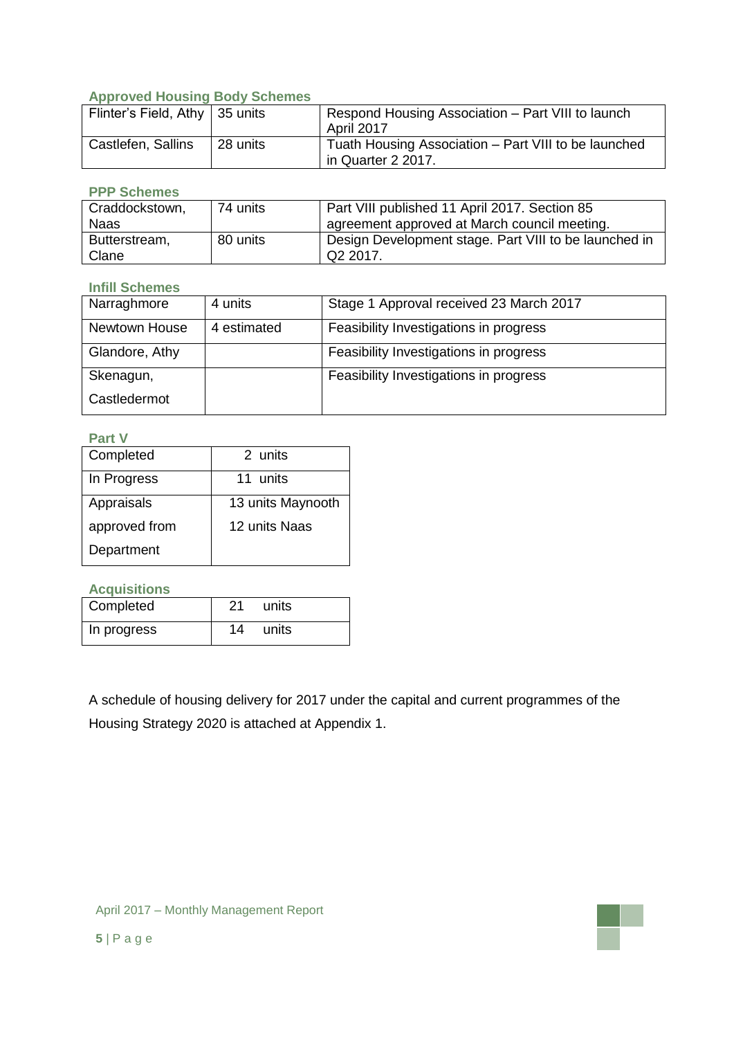### Approved Housing Body Schemes

| | | |
|---|---|---|
| Flinter's Field, Athy | 35 units | Respond Housing Association – Part VIII to launch April 2017 |
| Castlefen, Sallins | 28 units | Tuath Housing Association – Part VIII to be launched in Quarter 2 2017. |

### PPP Schemes

| | | |
|---|---|---|
| Craddockstown, Naas | 74 units | Part VIII published 11 April 2017. Section 85 agreement approved at March council meeting. |
| Butterstream, Clane | 80 units | Design Development stage. Part VIII to be launched in Q2 2017. |

### Infill Schemes

| | | |
|---|---|---|
| Narraghmore | 4 units | Stage 1 Approval received 23 March 2017 |
| Newtown House | 4 estimated | Feasibility Investigations in progress |
| Glandore, Athy | | Feasibility Investigations in progress |
| Skenagun, Castledermot | | Feasibility Investigations in progress |

### Part V

| | |
|---|---|
| Completed | 2 units |
| In Progress | 11 units |
| Appraisals approved from Department | 13 units Maynooth<br>12 units Naas |

### Acquisitions

| | |
|---|---|
| Completed | 21 units |
| In progress | 14 units |

A schedule of housing delivery for 2017 under the capital and current programmes of the Housing Strategy 2020 is attached at Appendix 1.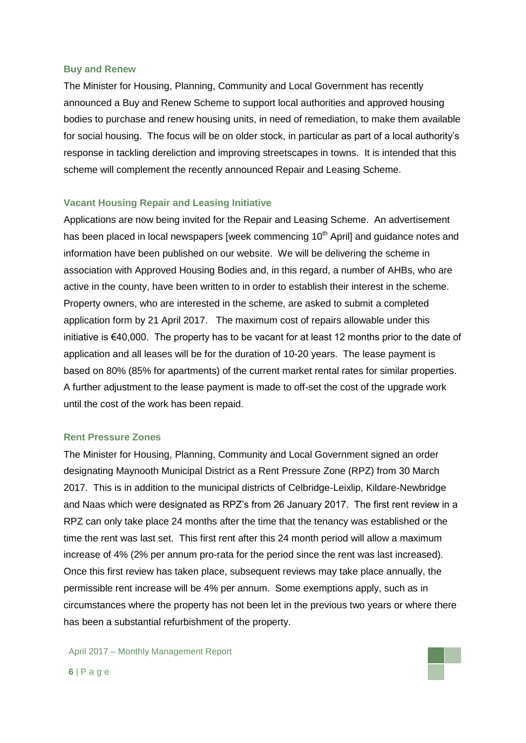### Buy and Renew

The Minister for Housing, Planning, Community and Local Government has recently announced a Buy and Renew Scheme to support local authorities and approved housing bodies to purchase and renew housing units, in need of remediation, to make them available for social housing. The focus will be on older stock, in particular as part of a local authority's response in tackling dereliction and improving streetscapes in towns. It is intended that this scheme will complement the recently announced Repair and Leasing Scheme.

### Vacant Housing Repair and Leasing Initiative

Applications are now being invited for the Repair and Leasing Scheme. An advertisement has been placed in local newspapers [week commencing 10th April] and guidance notes and information have been published on our website. We will be delivering the scheme in association with Approved Housing Bodies and, in this regard, a number of AHBs, who are active in the county, have been written to in order to establish their interest in the scheme. Property owners, who are interested in the scheme, are asked to submit a completed application form by 21 April 2017. The maximum cost of repairs allowable under this initiative is €40,000. The property has to be vacant for at least 12 months prior to the date of application and all leases will be for the duration of 10-20 years. The lease payment is based on 80% (85% for apartments) of the current market rental rates for similar properties. A further adjustment to the lease payment is made to off-set the cost of the upgrade work until the cost of the work has been repaid.

### Rent Pressure Zones

The Minister for Housing, Planning, Community and Local Government signed an order designating Maynooth Municipal District as a Rent Pressure Zone (RPZ) from 30 March 2017. This is in addition to the municipal districts of Celbridge-Leixlip, Kildare-Newbridge and Naas which were designated as RPZ's from 26 January 2017. The first rent review in a RPZ can only take place 24 months after the time that the tenancy was established or the time the rent was last set. This first rent after this 24 month period will allow a maximum increase of 4% (2% per annum pro-rata for the period since the rent was last increased). Once this first review has taken place, subsequent reviews may take place annually, the permissible rent increase will be 4% per annum. Some exemptions apply, such as in circumstances where the property has not been let in the previous two years or where there has been a substantial refurbishment of the property.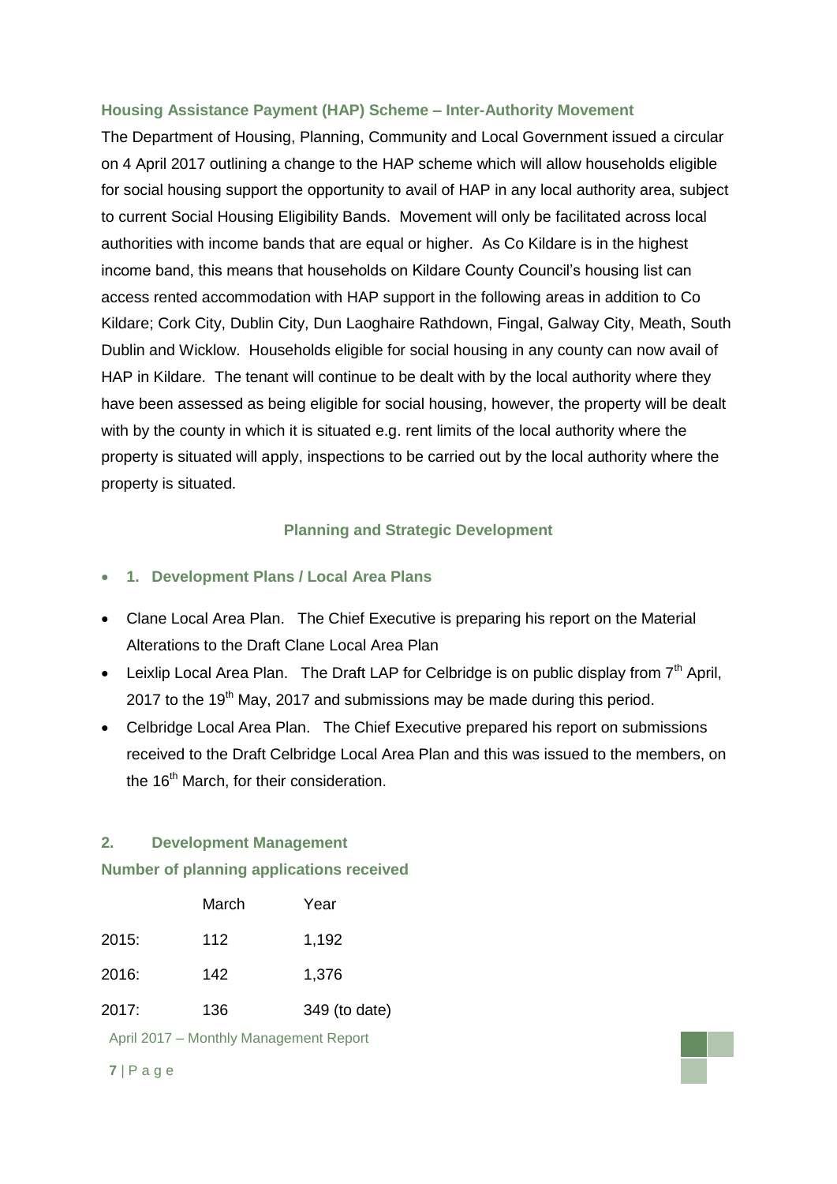### Housing Assistance Payment (HAP) Scheme – Inter-Authority Movement

The Department of Housing, Planning, Community and Local Government issued a circular on 4 April 2017 outlining a change to the HAP scheme which will allow households eligible for social housing support the opportunity to avail of HAP in any local authority area, subject to current Social Housing Eligibility Bands. Movement will only be facilitated across local authorities with income bands that are equal or higher. As Co Kildare is in the highest income band, this means that households on Kildare County Council's housing list can access rented accommodation with HAP support in the following areas in addition to Co Kildare; Cork City, Dublin City, Dun Laoghaire Rathdown, Fingal, Galway City, Meath, South Dublin and Wicklow. Households eligible for social housing in any county can now avail of HAP in Kildare. The tenant will continue to be dealt with by the local authority where they have been assessed as being eligible for social housing, however, the property will be dealt with by the county in which it is situated e.g. rent limits of the local authority where the property is situated will apply, inspections to be carried out by the local authority where the property is situated.

## Planning and Strategic Development

- **1. Development Plans / Local Area Plans**
- Clane Local Area Plan. The Chief Executive is preparing his report on the Material Alterations to the Draft Clane Local Area Plan
- Leixlip Local Area Plan. The Draft LAP for Celbridge is on public display from 7th April, 2017 to the 19th May, 2017 and submissions may be made during this period.
- Celbridge Local Area Plan. The Chief Executive prepared his report on submissions received to the Draft Celbridge Local Area Plan and this was issued to the members, on the 16th March, for their consideration.

### 2. Development Management

**Number of planning applications received**

| | March | Year |
|---|---|---|
| 2015: | 112 | 1,192 |
| 2016: | 142 | 1,376 |
| 2017: | 136 | 349 (to date) |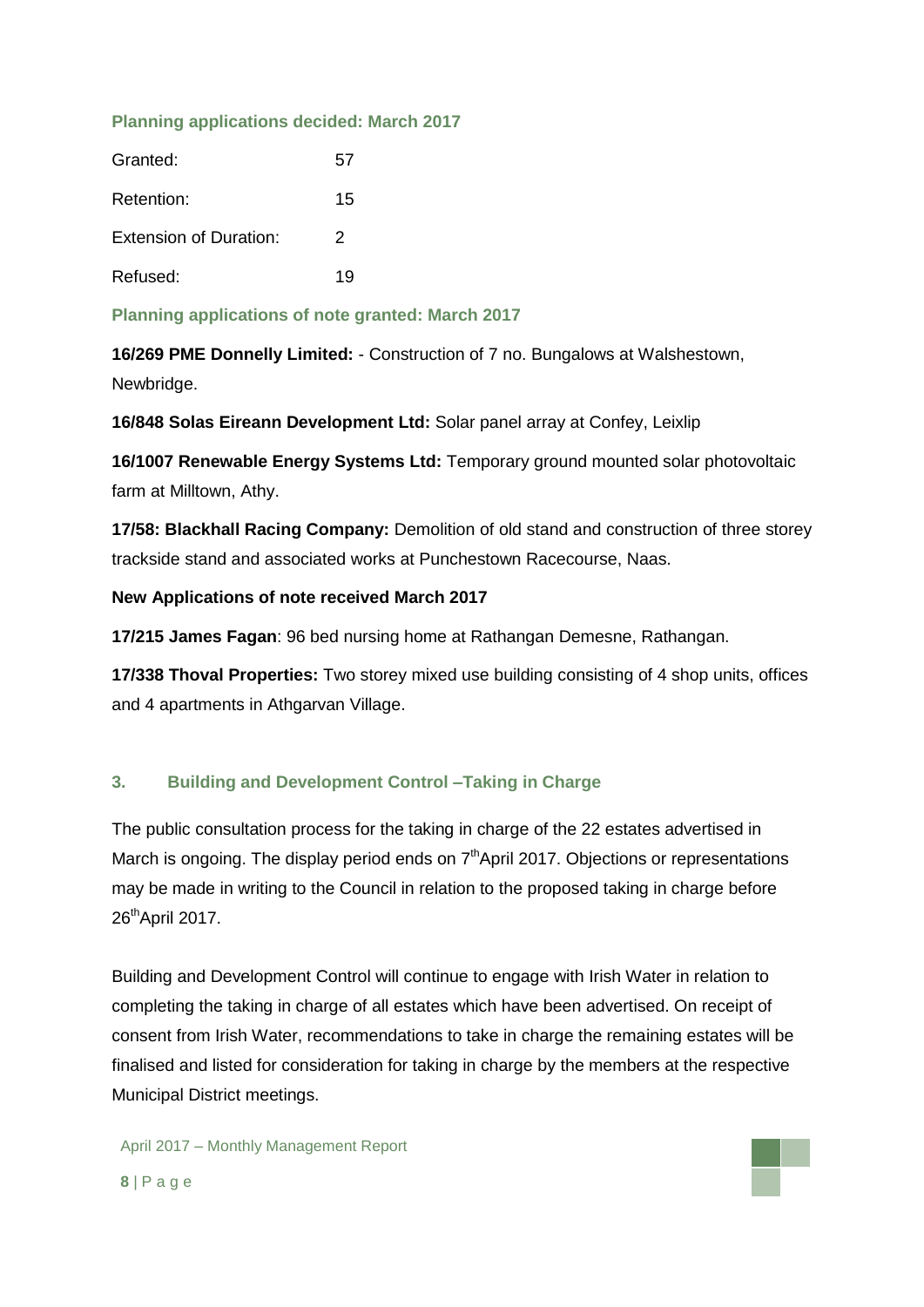### Planning applications decided: March 2017

| | |
|---|---|
| Granted: | 57 |
| Retention: | 15 |
| Extension of Duration: | 2 |
| Refused: | 19 |

### Planning applications of note granted: March 2017

**16/269 PME Donnelly Limited:** - Construction of 7 no. Bungalows at Walshestown, Newbridge.

**16/848 Solas Eireann Development Ltd:** Solar panel array at Confey, Leixlip

**16/1007 Renewable Energy Systems Ltd:** Temporary ground mounted solar photovoltaic farm at Milltown, Athy.

**17/58: Blackhall Racing Company:** Demolition of old stand and construction of three storey trackside stand and associated works at Punchestown Racecourse, Naas.

**New Applications of note received March 2017**

**17/215 James Fagan**: 96 bed nursing home at Rathangan Demesne, Rathangan.

**17/338 Thoval Properties:** Two storey mixed use building consisting of 4 shop units, offices and 4 apartments in Athgarvan Village.

## 3. Building and Development Control –Taking in Charge

The public consultation process for the taking in charge of the 22 estates advertised in March is ongoing. The display period ends on 7th April 2017. Objections or representations may be made in writing to the Council in relation to the proposed taking in charge before 26th April 2017.

Building and Development Control will continue to engage with Irish Water in relation to completing the taking in charge of all estates which have been advertised. On receipt of consent from Irish Water, recommendations to take in charge the remaining estates will be finalised and listed for consideration for taking in charge by the members at the respective Municipal District meetings.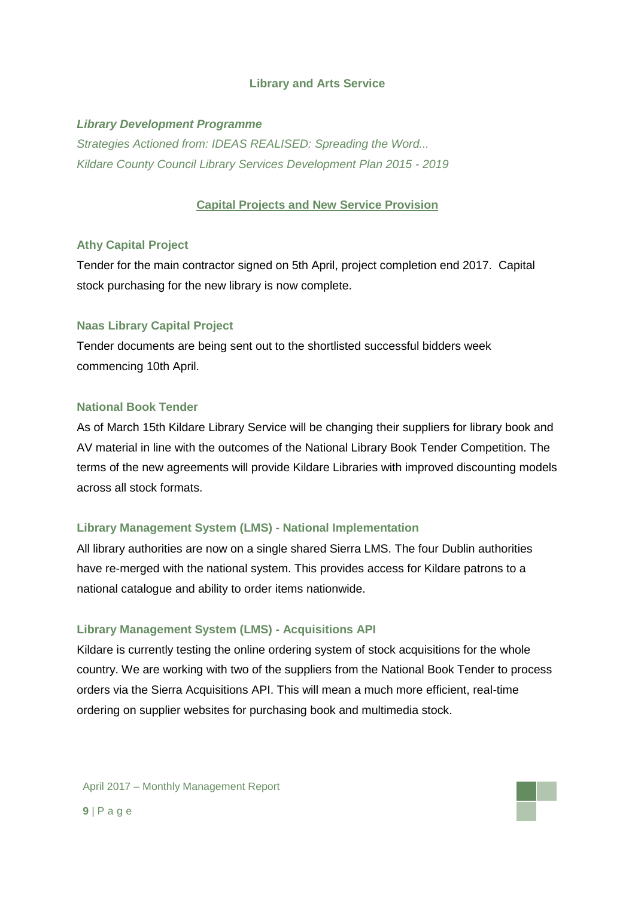## Library and Arts Service

***Library Development Programme***

*Strategies Actioned from: IDEAS REALISED: Spreading the Word...*
*Kildare County Council Library Services Development Plan 2015 - 2019*

### Capital Projects and New Service Provision

#### Athy Capital Project

Tender for the main contractor signed on 5th April, project completion end 2017. Capital stock purchasing for the new library is now complete.

#### Naas Library Capital Project

Tender documents are being sent out to the shortlisted successful bidders week commencing 10th April.

#### National Book Tender

As of March 15th Kildare Library Service will be changing their suppliers for library book and AV material in line with the outcomes of the National Library Book Tender Competition. The terms of the new agreements will provide Kildare Libraries with improved discounting models across all stock formats.

#### Library Management System (LMS) - National Implementation

All library authorities are now on a single shared Sierra LMS. The four Dublin authorities have re-merged with the national system. This provides access for Kildare patrons to a national catalogue and ability to order items nationwide.

#### Library Management System (LMS) - Acquisitions API

Kildare is currently testing the online ordering system of stock acquisitions for the whole country. We are working with two of the suppliers from the National Book Tender to process orders via the Sierra Acquisitions API. This will mean a much more efficient, real-time ordering on supplier websites for purchasing book and multimedia stock.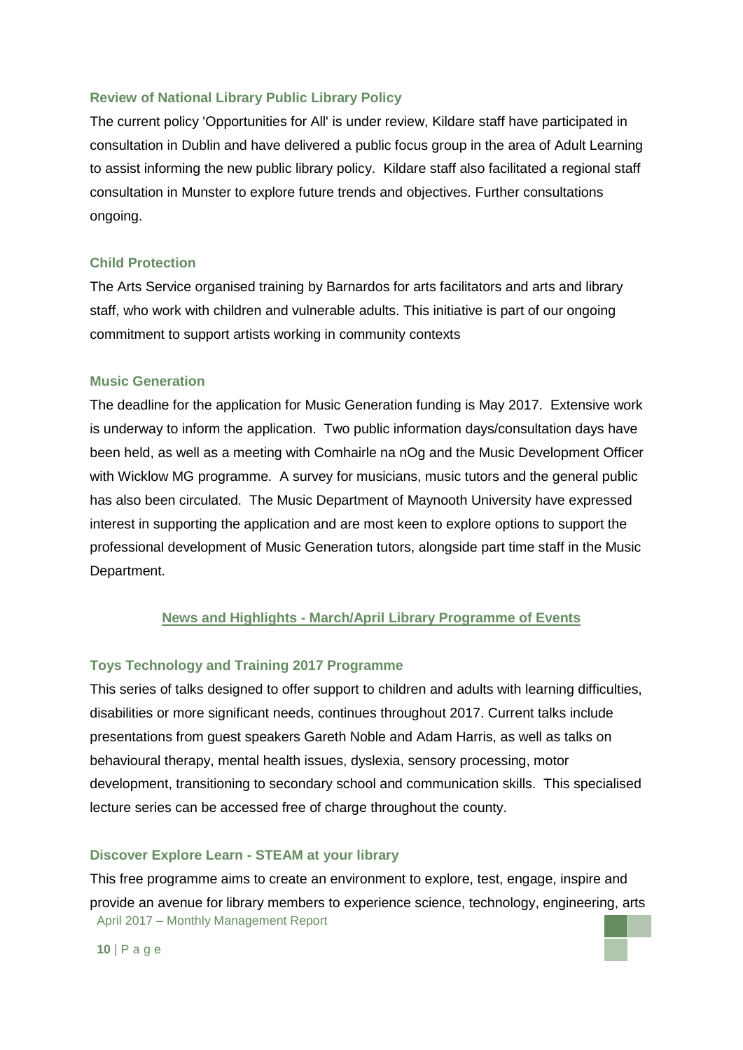### Review of National Library Public Library Policy

The current policy 'Opportunities for All' is under review, Kildare staff have participated in consultation in Dublin and have delivered a public focus group in the area of Adult Learning to assist informing the new public library policy. Kildare staff also facilitated a regional staff consultation in Munster to explore future trends and objectives. Further consultations ongoing.

### Child Protection

The Arts Service organised training by Barnardos for arts facilitators and arts and library staff, who work with children and vulnerable adults. This initiative is part of our ongoing commitment to support artists working in community contexts

### Music Generation

The deadline for the application for Music Generation funding is May 2017. Extensive work is underway to inform the application. Two public information days/consultation days have been held, as well as a meeting with Comhairle na nOg and the Music Development Officer with Wicklow MG programme. A survey for musicians, music tutors and the general public has also been circulated. The Music Department of Maynooth University have expressed interest in supporting the application and are most keen to explore options to support the professional development of Music Generation tutors, alongside part time staff in the Music Department.

## News and Highlights - March/April Library Programme of Events

### Toys Technology and Training 2017 Programme

This series of talks designed to offer support to children and adults with learning difficulties, disabilities or more significant needs, continues throughout 2017. Current talks include presentations from guest speakers Gareth Noble and Adam Harris, as well as talks on behavioural therapy, mental health issues, dyslexia, sensory processing, motor development, transitioning to secondary school and communication skills. This specialised lecture series can be accessed free of charge throughout the county.

### Discover Explore Learn - STEAM at your library

This free programme aims to create an environment to explore, test, engage, inspire and provide an avenue for library members to experience science, technology, engineering, arts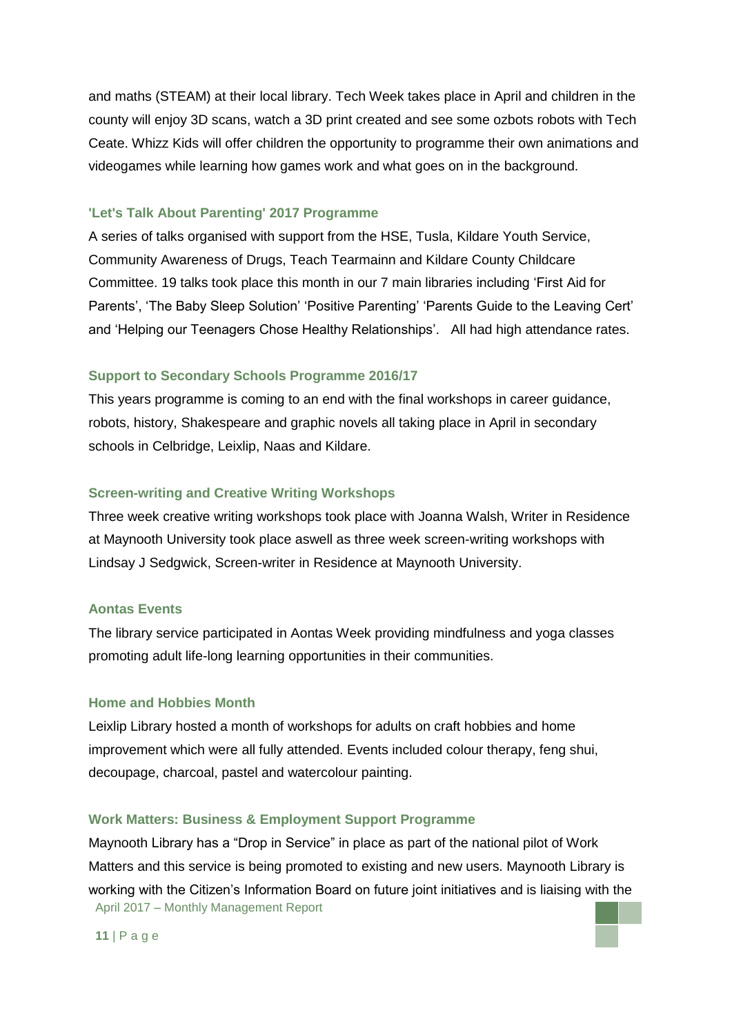and maths (STEAM) at their local library. Tech Week takes place in April and children in the county will enjoy 3D scans, watch a 3D print created and see some ozbots robots with Tech Ceate. Whizz Kids will offer children the opportunity to programme their own animations and videogames while learning how games work and what goes on in the background.

#### 'Let's Talk About Parenting' 2017 Programme

A series of talks organised with support from the HSE, Tusla, Kildare Youth Service, Community Awareness of Drugs, Teach Tearmainn and Kildare County Childcare Committee. 19 talks took place this month in our 7 main libraries including 'First Aid for Parents', 'The Baby Sleep Solution' 'Positive Parenting' 'Parents Guide to the Leaving Cert' and 'Helping our Teenagers Chose Healthy Relationships'. All had high attendance rates.

#### Support to Secondary Schools Programme 2016/17

This years programme is coming to an end with the final workshops in career guidance, robots, history, Shakespeare and graphic novels all taking place in April in secondary schools in Celbridge, Leixlip, Naas and Kildare.

#### Screen-writing and Creative Writing Workshops

Three week creative writing workshops took place with Joanna Walsh, Writer in Residence at Maynooth University took place aswell as three week screen-writing workshops with Lindsay J Sedgwick, Screen-writer in Residence at Maynooth University.

#### Aontas Events

The library service participated in Aontas Week providing mindfulness and yoga classes promoting adult life-long learning opportunities in their communities.

#### Home and Hobbies Month

Leixlip Library hosted a month of workshops for adults on craft hobbies and home improvement which were all fully attended. Events included colour therapy, feng shui, decoupage, charcoal, pastel and watercolour painting.

#### Work Matters: Business & Employment Support Programme

Maynooth Library has a "Drop in Service" in place as part of the national pilot of Work Matters and this service is being promoted to existing and new users. Maynooth Library is working with the Citizen's Information Board on future joint initiatives and is liaising with the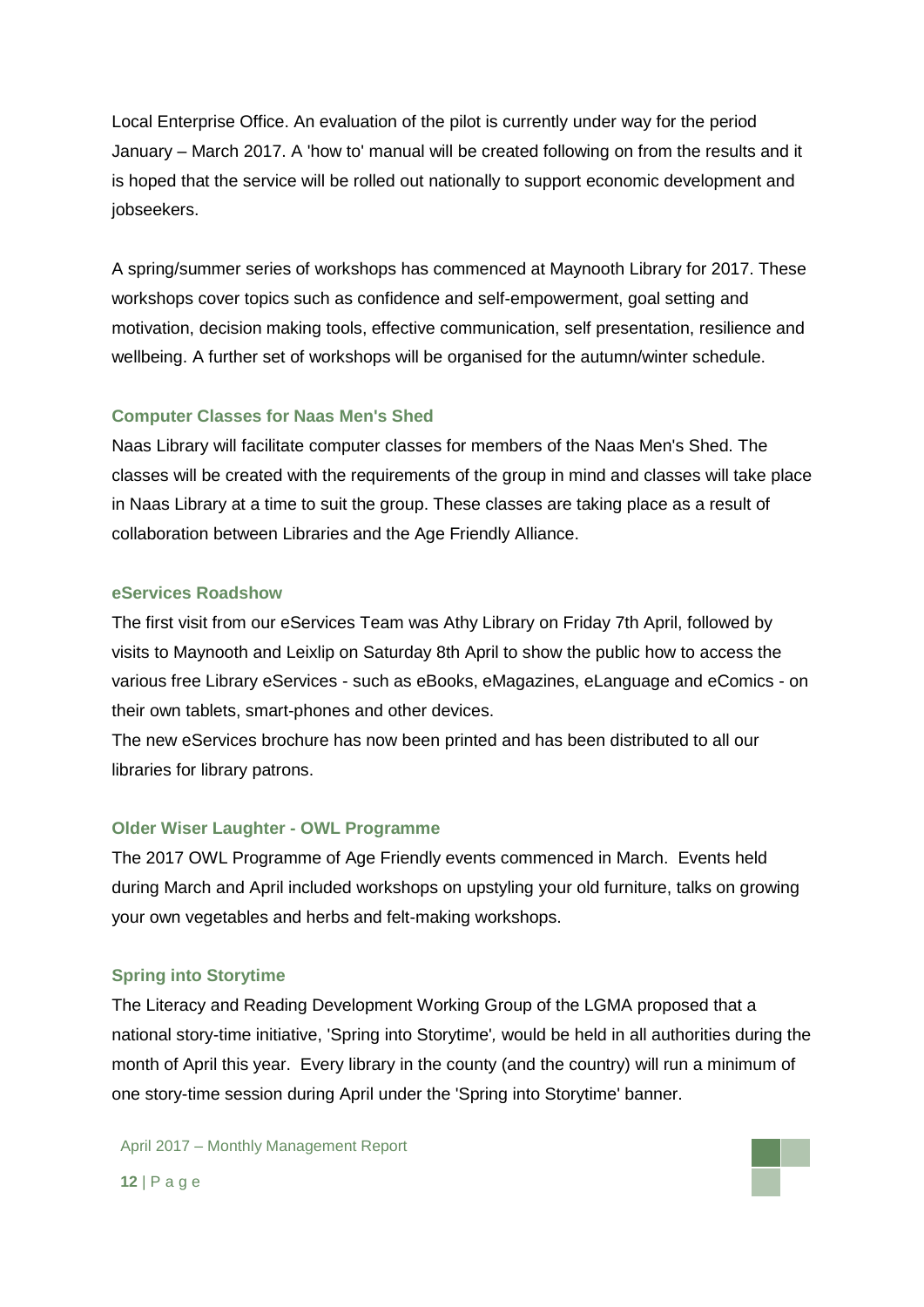Local Enterprise Office. An evaluation of the pilot is currently under way for the period January – March 2017. A 'how to' manual will be created following on from the results and it is hoped that the service will be rolled out nationally to support economic development and jobseekers.

A spring/summer series of workshops has commenced at Maynooth Library for 2017. These workshops cover topics such as confidence and self-empowerment, goal setting and motivation, decision making tools, effective communication, self presentation, resilience and wellbeing. A further set of workshops will be organised for the autumn/winter schedule.

### Computer Classes for Naas Men's Shed

Naas Library will facilitate computer classes for members of the Naas Men's Shed. The classes will be created with the requirements of the group in mind and classes will take place in Naas Library at a time to suit the group. These classes are taking place as a result of collaboration between Libraries and the Age Friendly Alliance.

### eServices Roadshow

The first visit from our eServices Team was Athy Library on Friday 7th April, followed by visits to Maynooth and Leixlip on Saturday 8th April to show the public how to access the various free Library eServices - such as eBooks, eMagazines, eLanguage and eComics - on their own tablets, smart-phones and other devices.

The new eServices brochure has now been printed and has been distributed to all our libraries for library patrons.

### Older Wiser Laughter - OWL Programme

The 2017 OWL Programme of Age Friendly events commenced in March. Events held during March and April included workshops on upstyling your old furniture, talks on growing your own vegetables and herbs and felt-making workshops.

### Spring into Storytime

The Literacy and Reading Development Working Group of the LGMA proposed that a national story-time initiative, 'Spring into Storytime', would be held in all authorities during the month of April this year. Every library in the county (and the country) will run a minimum of one story-time session during April under the 'Spring into Storytime' banner.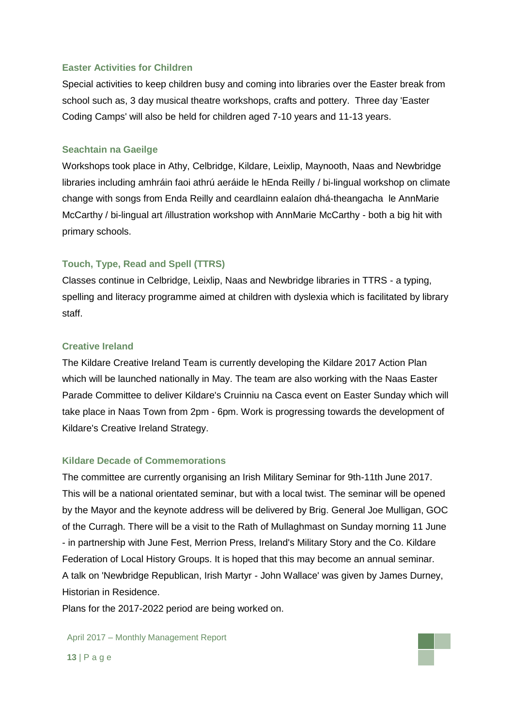### Easter Activities for Children

Special activities to keep children busy and coming into libraries over the Easter break from school such as, 3 day musical theatre workshops, crafts and pottery. Three day 'Easter Coding Camps' will also be held for children aged 7-10 years and 11-13 years.

### Seachtain na Gaeilge

Workshops took place in Athy, Celbridge, Kildare, Leixlip, Maynooth, Naas and Newbridge libraries including amhráin faoi athrú aeráide le hEnda Reilly / bi-lingual workshop on climate change with songs from Enda Reilly and ceardlainn ealaíon dhá-theangacha le AnnMarie McCarthy / bi-lingual art /illustration workshop with AnnMarie McCarthy - both a big hit with primary schools.

### Touch, Type, Read and Spell (TTRS)

Classes continue in Celbridge, Leixlip, Naas and Newbridge libraries in TTRS - a typing, spelling and literacy programme aimed at children with dyslexia which is facilitated by library staff.

### Creative Ireland

The Kildare Creative Ireland Team is currently developing the Kildare 2017 Action Plan which will be launched nationally in May. The team are also working with the Naas Easter Parade Committee to deliver Kildare's Cruinniu na Casca event on Easter Sunday which will take place in Naas Town from 2pm - 6pm. Work is progressing towards the development of Kildare's Creative Ireland Strategy.

### Kildare Decade of Commemorations

The committee are currently organising an Irish Military Seminar for 9th-11th June 2017. This will be a national orientated seminar, but with a local twist. The seminar will be opened by the Mayor and the keynote address will be delivered by Brig. General Joe Mulligan, GOC of the Curragh. There will be a visit to the Rath of Mullaghmast on Sunday morning 11 June - in partnership with June Fest, Merrion Press, Ireland's Military Story and the Co. Kildare Federation of Local History Groups. It is hoped that this may become an annual seminar. A talk on 'Newbridge Republican, Irish Martyr - John Wallace' was given by James Durney, Historian in Residence.

Plans for the 2017-2022 period are being worked on.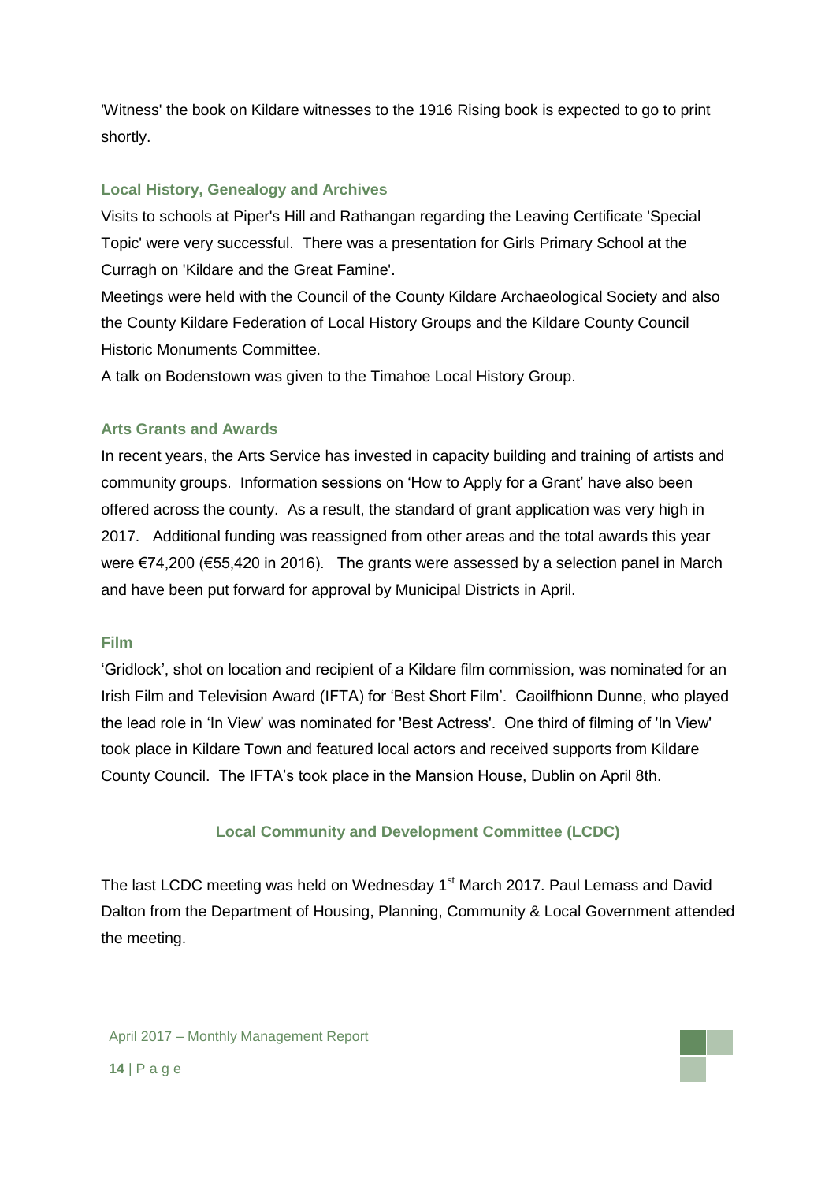'Witness' the book on Kildare witnesses to the 1916 Rising book is expected to go to print shortly.

### Local History, Genealogy and Archives

Visits to schools at Piper's Hill and Rathangan regarding the Leaving Certificate 'Special Topic' were very successful. There was a presentation for Girls Primary School at the Curragh on 'Kildare and the Great Famine'.

Meetings were held with the Council of the County Kildare Archaeological Society and also the County Kildare Federation of Local History Groups and the Kildare County Council Historic Monuments Committee.

A talk on Bodenstown was given to the Timahoe Local History Group.

### Arts Grants and Awards

In recent years, the Arts Service has invested in capacity building and training of artists and community groups. Information sessions on 'How to Apply for a Grant' have also been offered across the county. As a result, the standard of grant application was very high in 2017. Additional funding was reassigned from other areas and the total awards this year were €74,200 (€55,420 in 2016). The grants were assessed by a selection panel in March and have been put forward for approval by Municipal Districts in April.

### Film

'Gridlock', shot on location and recipient of a Kildare film commission, was nominated for an Irish Film and Television Award (IFTA) for 'Best Short Film'. Caoilfhionn Dunne, who played the lead role in 'In View' was nominated for 'Best Actress'. One third of filming of 'In View' took place in Kildare Town and featured local actors and received supports from Kildare County Council. The IFTA's took place in the Mansion House, Dublin on April 8th.

## Local Community and Development Committee (LCDC)

The last LCDC meeting was held on Wednesday 1st March 2017. Paul Lemass and David Dalton from the Department of Housing, Planning, Community & Local Government attended the meeting.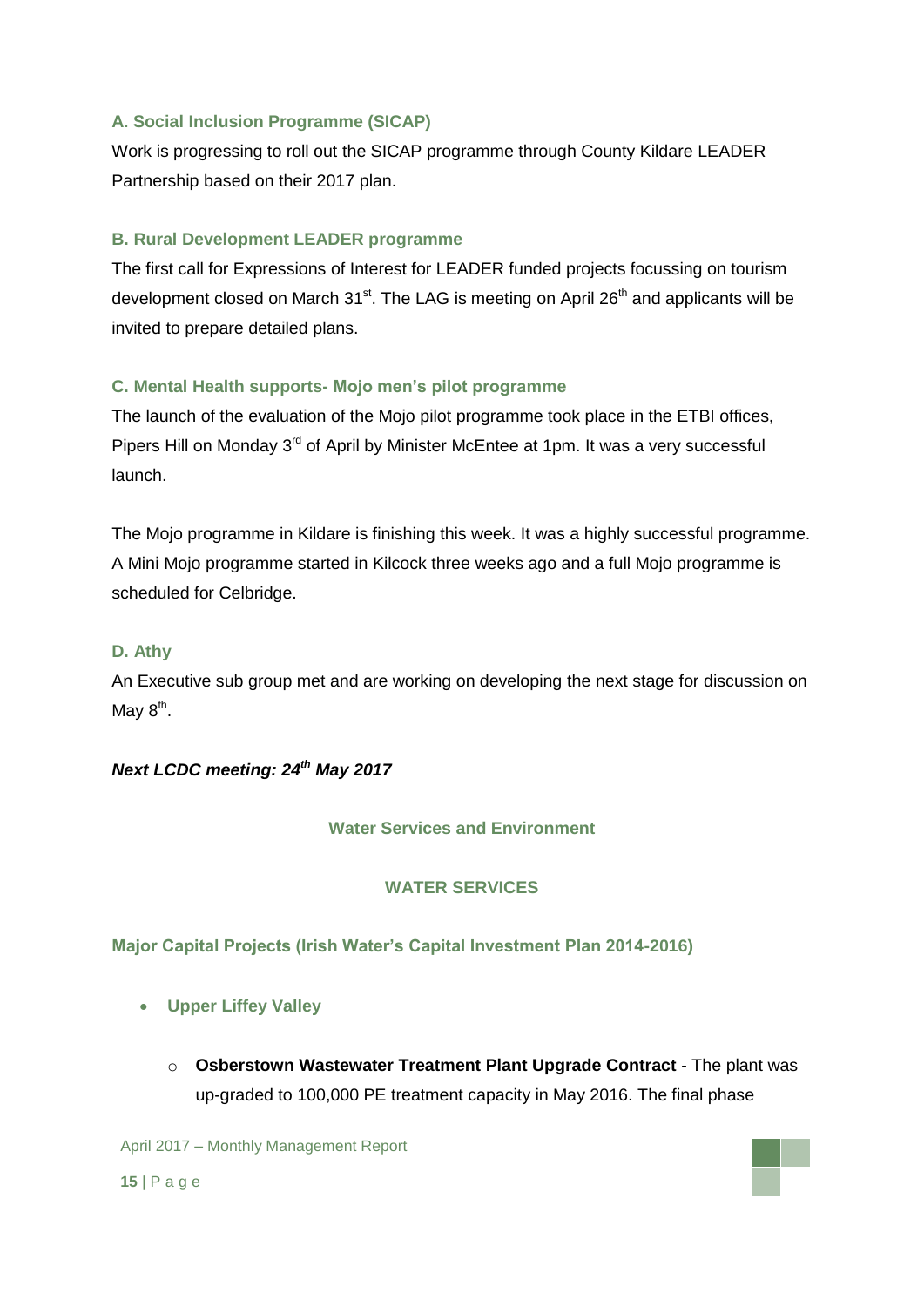### A. Social Inclusion Programme (SICAP)

Work is progressing to roll out the SICAP programme through County Kildare LEADER Partnership based on their 2017 plan.

### B. Rural Development LEADER programme

The first call for Expressions of Interest for LEADER funded projects focussing on tourism development closed on March 31st. The LAG is meeting on April 26th and applicants will be invited to prepare detailed plans.

### C. Mental Health supports- Mojo men's pilot programme

The launch of the evaluation of the Mojo pilot programme took place in the ETBI offices, Pipers Hill on Monday 3rd of April by Minister McEntee at 1pm. It was a very successful launch.

The Mojo programme in Kildare is finishing this week. It was a highly successful programme. A Mini Mojo programme started in Kilcock three weeks ago and a full Mojo programme is scheduled for Celbridge.

### D. Athy

An Executive sub group met and are working on developing the next stage for discussion on May 8th.

***Next LCDC meeting: 24th May 2017***

## Water Services and Environment

## WATER SERVICES

### Major Capital Projects (Irish Water's Capital Investment Plan 2014-2016)

- **Upper Liffey Valley**
  - **Osberstown Wastewater Treatment Plant Upgrade Contract** - The plant was up-graded to 100,000 PE treatment capacity in May 2016. The final phase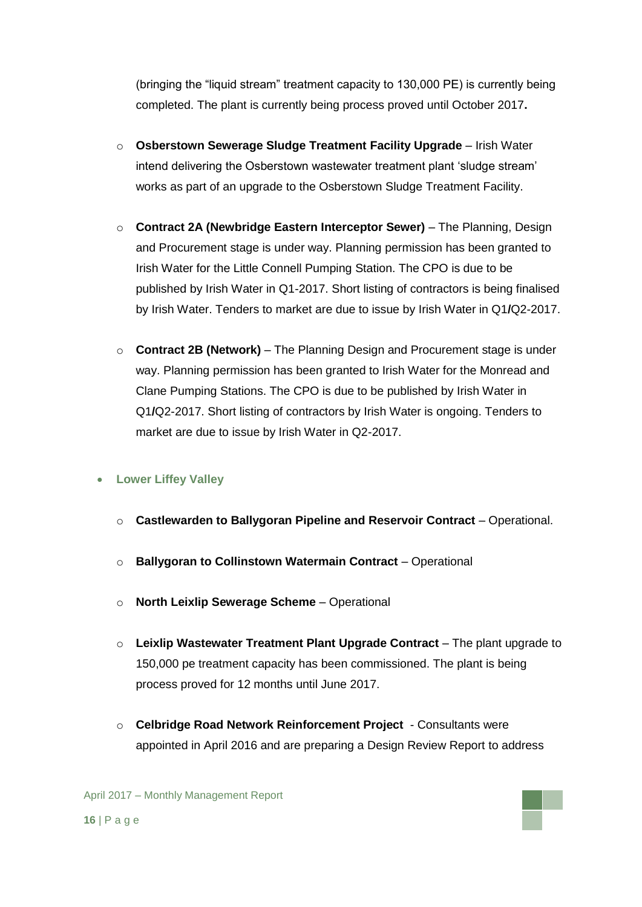(bringing the "liquid stream" treatment capacity to 130,000 PE) is currently being completed. The plant is currently being process proved until October 2017**.**

  - **Osberstown Sewerage Sludge Treatment Facility Upgrade** – Irish Water intend delivering the Osberstown wastewater treatment plant 'sludge stream' works as part of an upgrade to the Osberstown Sludge Treatment Facility.
  - **Contract 2A (Newbridge Eastern Interceptor Sewer)** – The Planning, Design and Procurement stage is under way. Planning permission has been granted to Irish Water for the Little Connell Pumping Station. The CPO is due to be published by Irish Water in Q1-2017. Short listing of contractors is being finalised by Irish Water. Tenders to market are due to issue by Irish Water in Q1**/**Q2-2017.
  - **Contract 2B (Network)** – The Planning Design and Procurement stage is under way. Planning permission has been granted to Irish Water for the Monread and Clane Pumping Stations. The CPO is due to be published by Irish Water in Q1**/**Q2-2017. Short listing of contractors by Irish Water is ongoing. Tenders to market are due to issue by Irish Water in Q2-2017.

- **Lower Liffey Valley**
  - **Castlewarden to Ballygoran Pipeline and Reservoir Contract** – Operational.
  - **Ballygoran to Collinstown Watermain Contract** – Operational
  - **North Leixlip Sewerage Scheme** – Operational
  - **Leixlip Wastewater Treatment Plant Upgrade Contract** – The plant upgrade to 150,000 pe treatment capacity has been commissioned. The plant is being process proved for 12 months until June 2017.
  - **Celbridge Road Network Reinforcement Project** - Consultants were appointed in April 2016 and are preparing a Design Review Report to address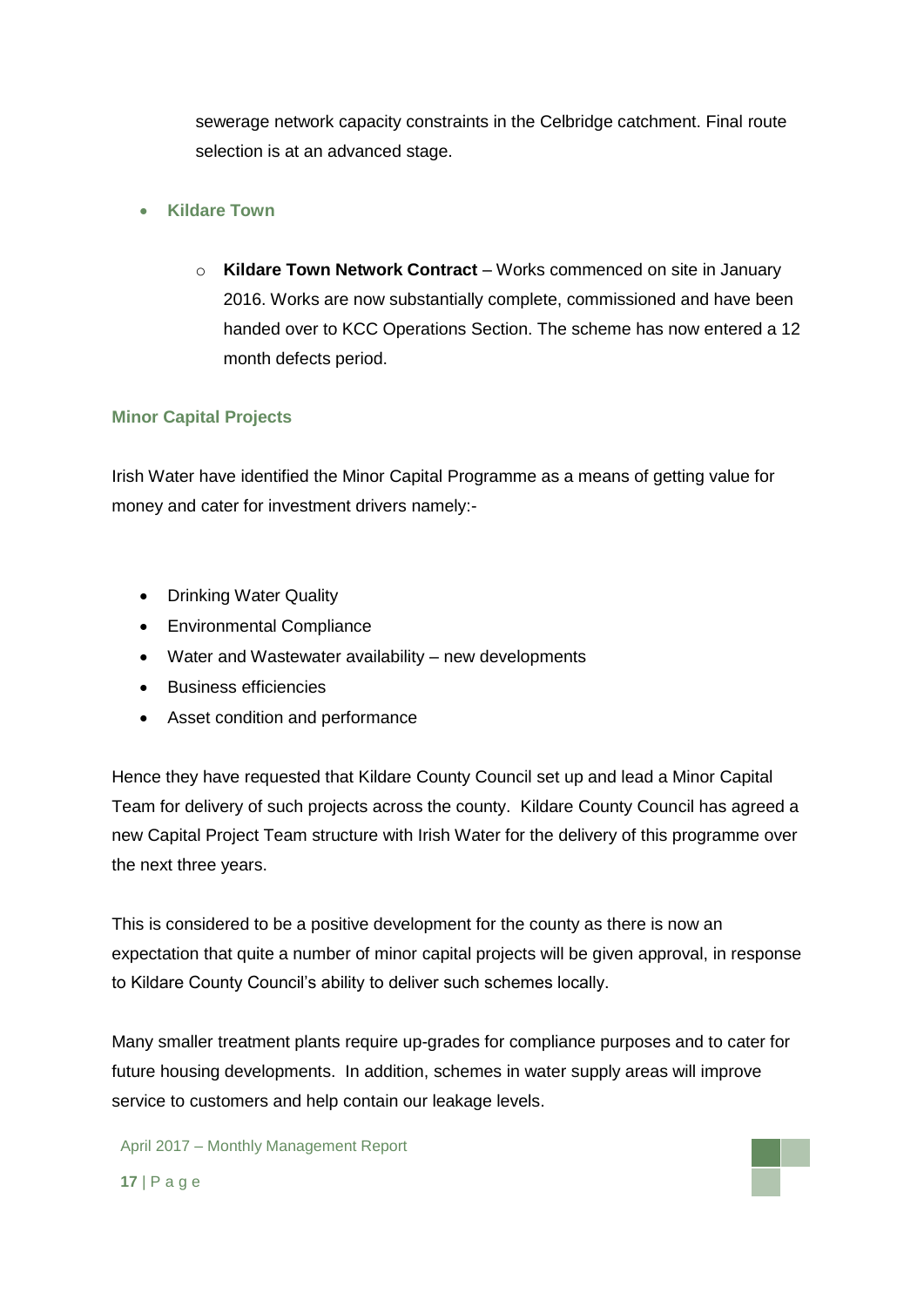sewerage network capacity constraints in the Celbridge catchment. Final route selection is at an advanced stage.

- **Kildare Town**

    - **Kildare Town Network Contract** – Works commenced on site in January 2016. Works are now substantially complete, commissioned and have been handed over to KCC Operations Section. The scheme has now entered a 12 month defects period.

### Minor Capital Projects

Irish Water have identified the Minor Capital Programme as a means of getting value for money and cater for investment drivers namely:-

- Drinking Water Quality
- Environmental Compliance
- Water and Wastewater availability – new developments
- Business efficiencies
- Asset condition and performance

Hence they have requested that Kildare County Council set up and lead a Minor Capital Team for delivery of such projects across the county. Kildare County Council has agreed a new Capital Project Team structure with Irish Water for the delivery of this programme over the next three years.

This is considered to be a positive development for the county as there is now an expectation that quite a number of minor capital projects will be given approval, in response to Kildare County Council's ability to deliver such schemes locally.

Many smaller treatment plants require up-grades for compliance purposes and to cater for future housing developments. In addition, schemes in water supply areas will improve service to customers and help contain our leakage levels.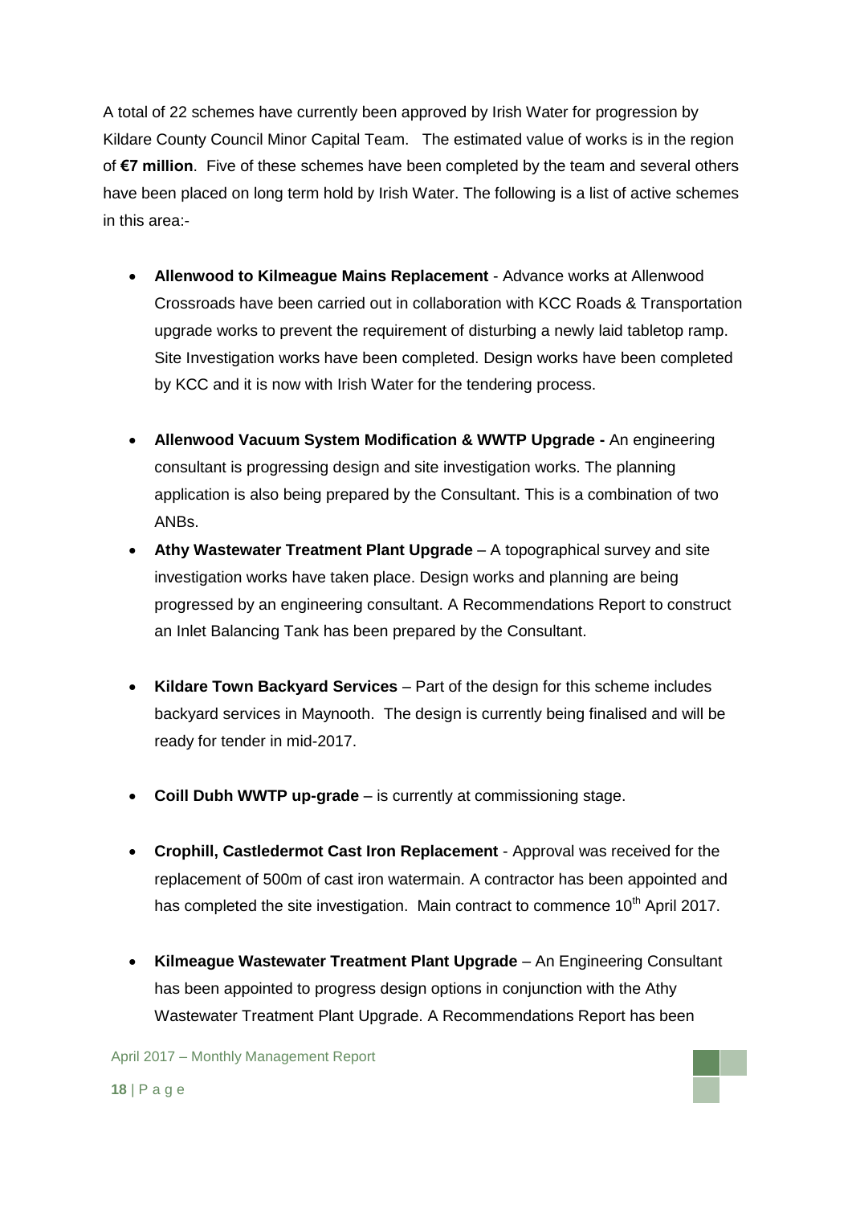A total of 22 schemes have currently been approved by Irish Water for progression by Kildare County Council Minor Capital Team. The estimated value of works is in the region of **€7 million**. Five of these schemes have been completed by the team and several others have been placed on long term hold by Irish Water. The following is a list of active schemes in this area:-

- **Allenwood to Kilmeague Mains Replacement** - Advance works at Allenwood Crossroads have been carried out in collaboration with KCC Roads & Transportation upgrade works to prevent the requirement of disturbing a newly laid tabletop ramp. Site Investigation works have been completed. Design works have been completed by KCC and it is now with Irish Water for the tendering process.
- **Allenwood Vacuum System Modification & WWTP Upgrade -** An engineering consultant is progressing design and site investigation works. The planning application is also being prepared by the Consultant. This is a combination of two ANBs.
- **Athy Wastewater Treatment Plant Upgrade** – A topographical survey and site investigation works have taken place. Design works and planning are being progressed by an engineering consultant. A Recommendations Report to construct an Inlet Balancing Tank has been prepared by the Consultant.
- **Kildare Town Backyard Services** – Part of the design for this scheme includes backyard services in Maynooth. The design is currently being finalised and will be ready for tender in mid-2017.
- **Coill Dubh WWTP up-grade** – is currently at commissioning stage.
- **Crophill, Castledermot Cast Iron Replacement** - Approval was received for the replacement of 500m of cast iron watermain. A contractor has been appointed and has completed the site investigation. Main contract to commence 10th April 2017.
- **Kilmeague Wastewater Treatment Plant Upgrade** – An Engineering Consultant has been appointed to progress design options in conjunction with the Athy Wastewater Treatment Plant Upgrade. A Recommendations Report has been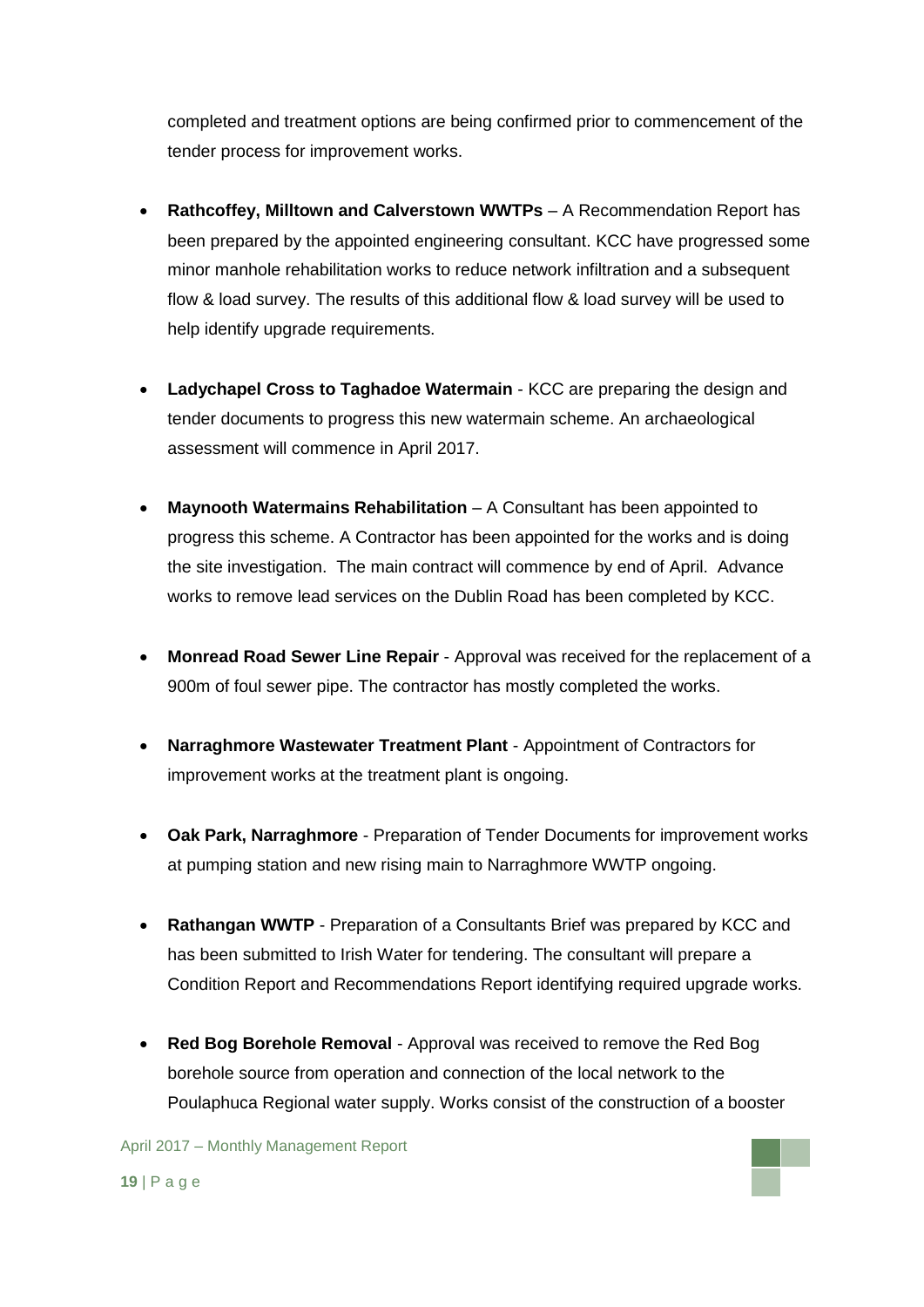completed and treatment options are being confirmed prior to commencement of the tender process for improvement works.

- **Rathcoffey, Milltown and Calverstown WWTPs** – A Recommendation Report has been prepared by the appointed engineering consultant. KCC have progressed some minor manhole rehabilitation works to reduce network infiltration and a subsequent flow & load survey. The results of this additional flow & load survey will be used to help identify upgrade requirements.

- **Ladychapel Cross to Taghadoe Watermain** - KCC are preparing the design and tender documents to progress this new watermain scheme. An archaeological assessment will commence in April 2017.

- **Maynooth Watermains Rehabilitation** – A Consultant has been appointed to progress this scheme. A Contractor has been appointed for the works and is doing the site investigation. The main contract will commence by end of April. Advance works to remove lead services on the Dublin Road has been completed by KCC.

- **Monread Road Sewer Line Repair** - Approval was received for the replacement of a 900m of foul sewer pipe. The contractor has mostly completed the works.

- **Narraghmore Wastewater Treatment Plant** - Appointment of Contractors for improvement works at the treatment plant is ongoing.

- **Oak Park, Narraghmore** - Preparation of Tender Documents for improvement works at pumping station and new rising main to Narraghmore WWTP ongoing.

- **Rathangan WWTP** - Preparation of a Consultants Brief was prepared by KCC and has been submitted to Irish Water for tendering. The consultant will prepare a Condition Report and Recommendations Report identifying required upgrade works.

- **Red Bog Borehole Removal** - Approval was received to remove the Red Bog borehole source from operation and connection of the local network to the Poulaphuca Regional water supply. Works consist of the construction of a booster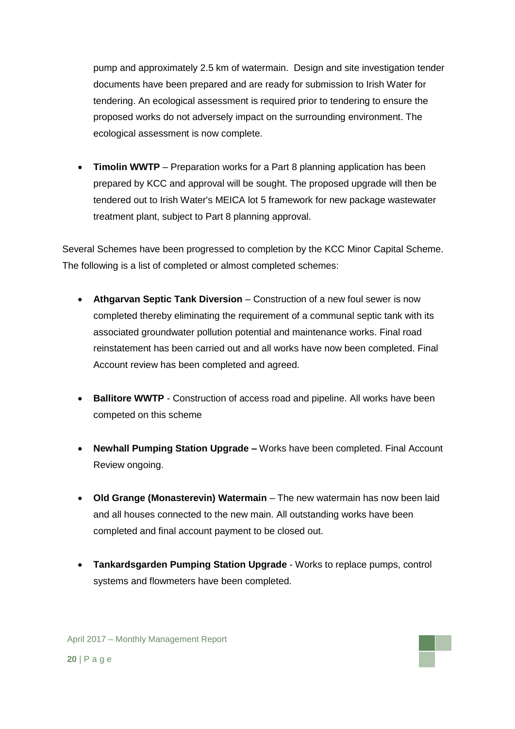pump and approximately 2.5 km of watermain. Design and site investigation tender documents have been prepared and are ready for submission to Irish Water for tendering. An ecological assessment is required prior to tendering to ensure the proposed works do not adversely impact on the surrounding environment. The ecological assessment is now complete.

- **Timolin WWTP** – Preparation works for a Part 8 planning application has been prepared by KCC and approval will be sought. The proposed upgrade will then be tendered out to Irish Water's MEICA lot 5 framework for new package wastewater treatment plant, subject to Part 8 planning approval.

Several Schemes have been progressed to completion by the KCC Minor Capital Scheme. The following is a list of completed or almost completed schemes:

- **Athgarvan Septic Tank Diversion** – Construction of a new foul sewer is now completed thereby eliminating the requirement of a communal septic tank with its associated groundwater pollution potential and maintenance works. Final road reinstatement has been carried out and all works have now been completed. Final Account review has been completed and agreed.

- **Ballitore WWTP** - Construction of access road and pipeline. All works have been competed on this scheme

- **Newhall Pumping Station Upgrade –** Works have been completed. Final Account Review ongoing.

- **Old Grange (Monasterevin) Watermain** – The new watermain has now been laid and all houses connected to the new main. All outstanding works have been completed and final account payment to be closed out.

- **Tankardsgarden Pumping Station Upgrade** - Works to replace pumps, control systems and flowmeters have been completed.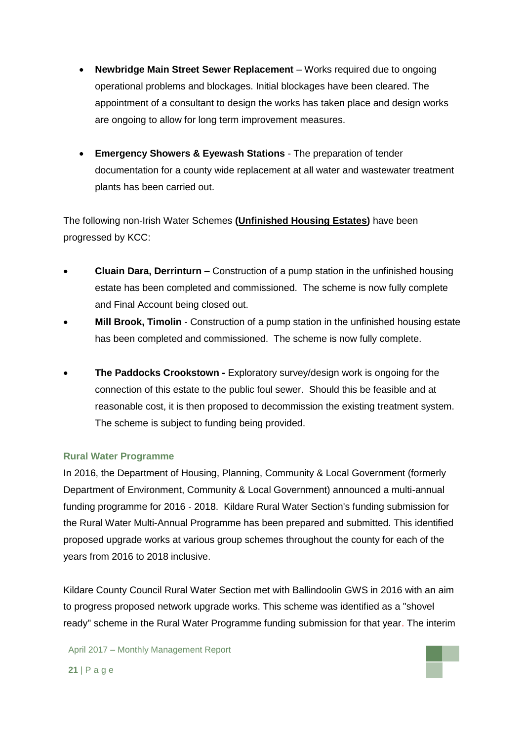- **Newbridge Main Street Sewer Replacement** – Works required due to ongoing operational problems and blockages. Initial blockages have been cleared. The appointment of a consultant to design the works has taken place and design works are ongoing to allow for long term improvement measures.

- **Emergency Showers & Eyewash Stations** - The preparation of tender documentation for a county wide replacement at all water and wastewater treatment plants has been carried out.

The following non-Irish Water Schemes **(Unfinished Housing Estates)** have been progressed by KCC:

- **Cluain Dara, Derrinturn –** Construction of a pump station in the unfinished housing estate has been completed and commissioned. The scheme is now fully complete and Final Account being closed out.
- **Mill Brook, Timolin** - Construction of a pump station in the unfinished housing estate has been completed and commissioned. The scheme is now fully complete.
- **The Paddocks Crookstown -** Exploratory survey/design work is ongoing for the connection of this estate to the public foul sewer. Should this be feasible and at reasonable cost, it is then proposed to decommission the existing treatment system. The scheme is subject to funding being provided.

### Rural Water Programme

In 2016, the Department of Housing, Planning, Community & Local Government (formerly Department of Environment, Community & Local Government) announced a multi-annual funding programme for 2016 - 2018. Kildare Rural Water Section's funding submission for the Rural Water Multi-Annual Programme has been prepared and submitted. This identified proposed upgrade works at various group schemes throughout the county for each of the years from 2016 to 2018 inclusive.

Kildare County Council Rural Water Section met with Ballindoolin GWS in 2016 with an aim to progress proposed network upgrade works. This scheme was identified as a "shovel ready" scheme in the Rural Water Programme funding submission for that year. The interim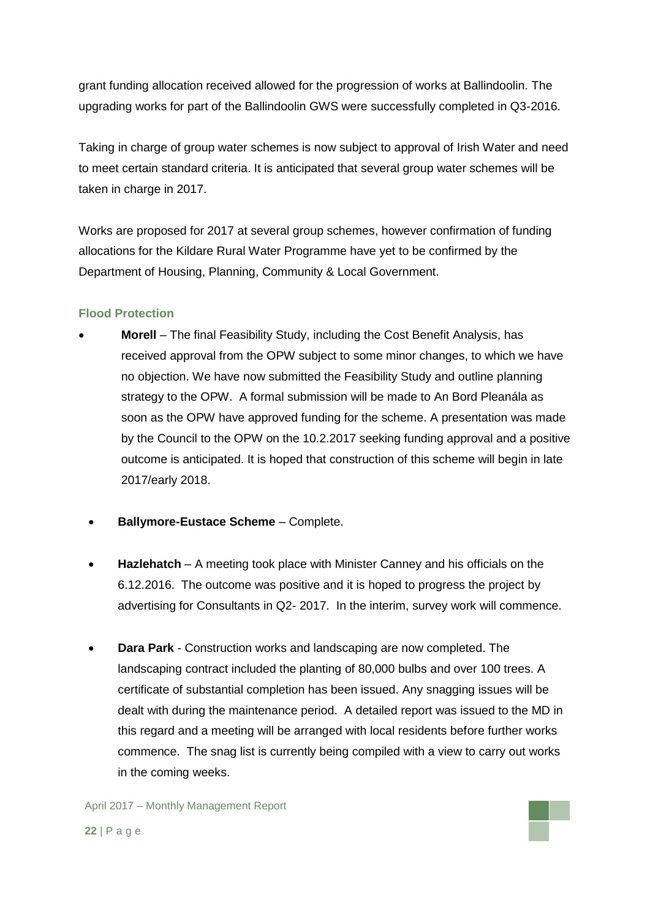grant funding allocation received allowed for the progression of works at Ballindoolin. The upgrading works for part of the Ballindoolin GWS were successfully completed in Q3-2016.

Taking in charge of group water schemes is now subject to approval of Irish Water and need to meet certain standard criteria. It is anticipated that several group water schemes will be taken in charge in 2017.

Works are proposed for 2017 at several group schemes, however confirmation of funding allocations for the Kildare Rural Water Programme have yet to be confirmed by the Department of Housing, Planning, Community & Local Government.

### Flood Protection

- **Morell** – The final Feasibility Study, including the Cost Benefit Analysis, has received approval from the OPW subject to some minor changes, to which we have no objection. We have now submitted the Feasibility Study and outline planning strategy to the OPW. A formal submission will be made to An Bord Pleanála as soon as the OPW have approved funding for the scheme. A presentation was made by the Council to the OPW on the 10.2.2017 seeking funding approval and a positive outcome is anticipated. It is hoped that construction of this scheme will begin in late 2017/early 2018.
- **Ballymore-Eustace Scheme** – Complete.
- **Hazlehatch** – A meeting took place with Minister Canney and his officials on the 6.12.2016. The outcome was positive and it is hoped to progress the project by advertising for Consultants in Q2- 2017. In the interim, survey work will commence.
- **Dara Park** - Construction works and landscaping are now completed. The landscaping contract included the planting of 80,000 bulbs and over 100 trees. A certificate of substantial completion has been issued. Any snagging issues will be dealt with during the maintenance period. A detailed report was issued to the MD in this regard and a meeting will be arranged with local residents before further works commence. The snag list is currently being compiled with a view to carry out works in the coming weeks.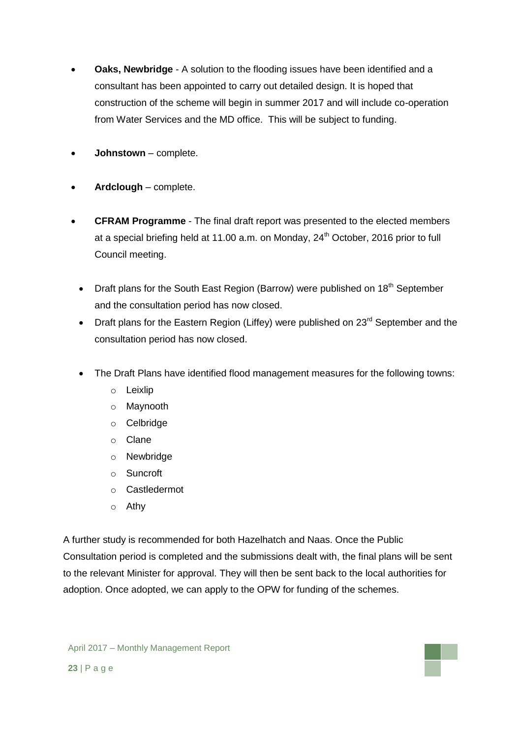- **Oaks, Newbridge** - A solution to the flooding issues have been identified and a consultant has been appointed to carry out detailed design. It is hoped that construction of the scheme will begin in summer 2017 and will include co-operation from Water Services and the MD office. This will be subject to funding.

- **Johnstown** – complete.

- **Ardclough** – complete.

- **CFRAM Programme** - The final draft report was presented to the elected members at a special briefing held at 11.00 a.m. on Monday, 24th October, 2016 prior to full Council meeting.

  - Draft plans for the South East Region (Barrow) were published on 18th September and the consultation period has now closed.
  - Draft plans for the Eastern Region (Liffey) were published on 23rd September and the consultation period has now closed.

  - The Draft Plans have identified flood management measures for the following towns:
    - Leixlip
    - Maynooth
    - Celbridge
    - Clane
    - Newbridge
    - Suncroft
    - Castledermot
    - Athy

A further study is recommended for both Hazelhatch and Naas. Once the Public Consultation period is completed and the submissions dealt with, the final plans will be sent to the relevant Minister for approval. They will then be sent back to the local authorities for adoption. Once adopted, we can apply to the OPW for funding of the schemes.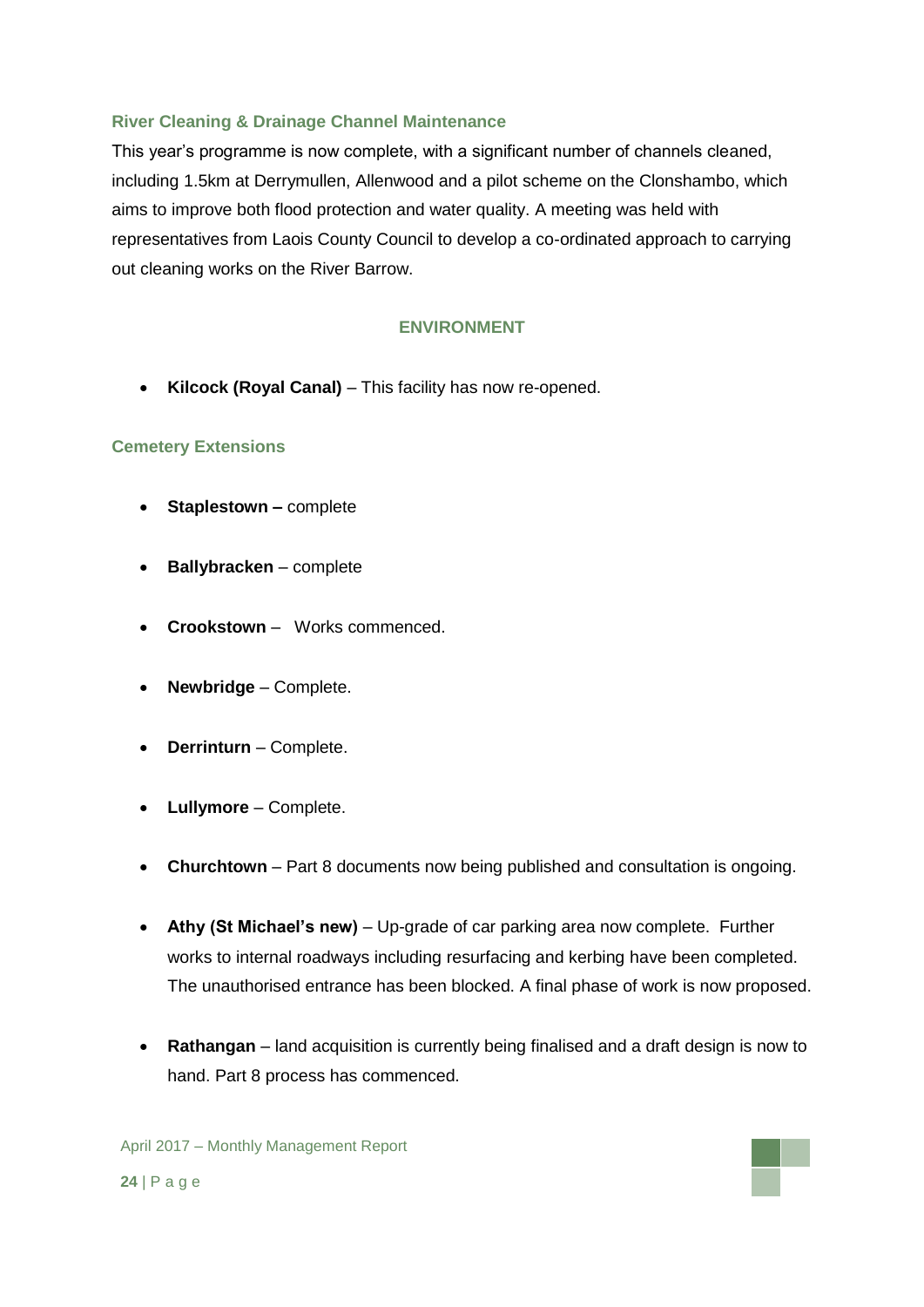### River Cleaning & Drainage Channel Maintenance

This year's programme is now complete, with a significant number of channels cleaned, including 1.5km at Derrymullen, Allenwood and a pilot scheme on the Clonshambo, which aims to improve both flood protection and water quality. A meeting was held with representatives from Laois County Council to develop a co-ordinated approach to carrying out cleaning works on the River Barrow.

## ENVIRONMENT

- **Kilcock (Royal Canal)** – This facility has now re-opened.

### Cemetery Extensions

- **Staplestown –** complete
- **Ballybracken** – complete
- **Crookstown** – Works commenced.
- **Newbridge** – Complete.
- **Derrinturn** – Complete.
- **Lullymore** – Complete.
- **Churchtown** – Part 8 documents now being published and consultation is ongoing.
- **Athy (St Michael's new)** – Up-grade of car parking area now complete. Further works to internal roadways including resurfacing and kerbing have been completed. The unauthorised entrance has been blocked. A final phase of work is now proposed.
- **Rathangan** – land acquisition is currently being finalised and a draft design is now to hand. Part 8 process has commenced.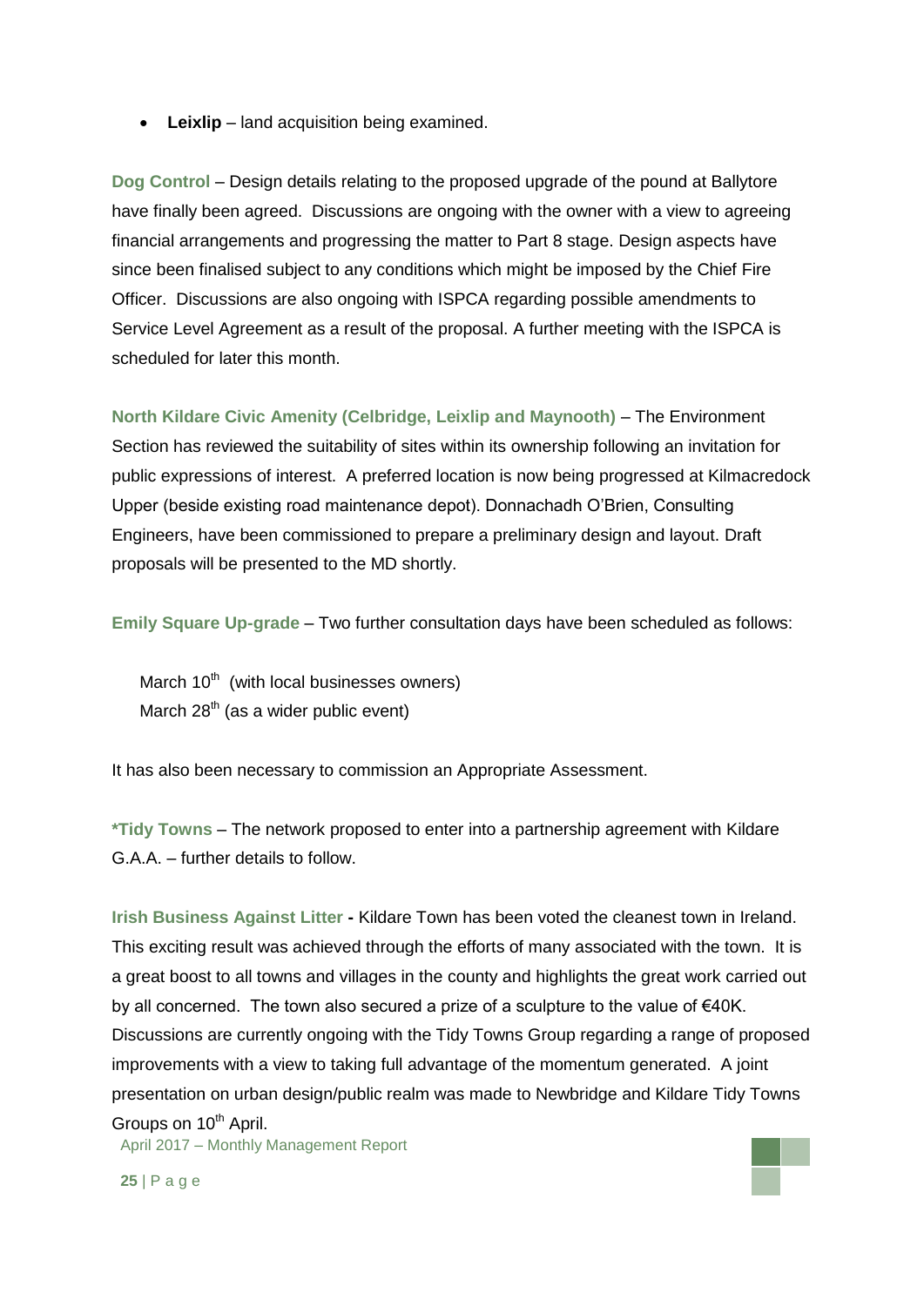- **Leixlip** – land acquisition being examined.

**Dog Control** – Design details relating to the proposed upgrade of the pound at Ballytore have finally been agreed. Discussions are ongoing with the owner with a view to agreeing financial arrangements and progressing the matter to Part 8 stage. Design aspects have since been finalised subject to any conditions which might be imposed by the Chief Fire Officer. Discussions are also ongoing with ISPCA regarding possible amendments to Service Level Agreement as a result of the proposal. A further meeting with the ISPCA is scheduled for later this month.

**North Kildare Civic Amenity (Celbridge, Leixlip and Maynooth)** – The Environment Section has reviewed the suitability of sites within its ownership following an invitation for public expressions of interest. A preferred location is now being progressed at Kilmacredock Upper (beside existing road maintenance depot). Donnachadh O'Brien, Consulting Engineers, have been commissioned to prepare a preliminary design and layout. Draft proposals will be presented to the MD shortly.

**Emily Square Up-grade** – Two further consultation days have been scheduled as follows:

March 10th (with local businesses owners)
March 28th (as a wider public event)

It has also been necessary to commission an Appropriate Assessment.

***Tidy Towns** – The network proposed to enter into a partnership agreement with Kildare G.A.A. – further details to follow.

**Irish Business Against Litter -** Kildare Town has been voted the cleanest town in Ireland. This exciting result was achieved through the efforts of many associated with the town. It is a great boost to all towns and villages in the county and highlights the great work carried out by all concerned. The town also secured a prize of a sculpture to the value of €40K. Discussions are currently ongoing with the Tidy Towns Group regarding a range of proposed improvements with a view to taking full advantage of the momentum generated. A joint presentation on urban design/public realm was made to Newbridge and Kildare Tidy Towns Groups on 10th April.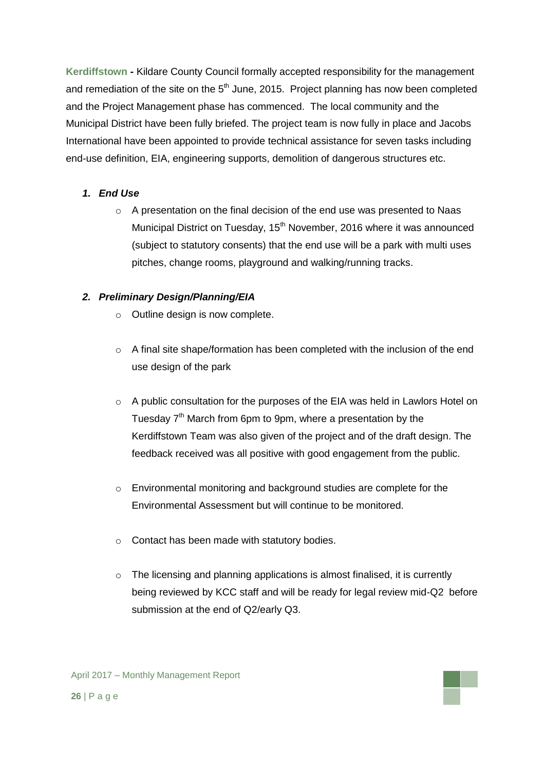**Kerdiffstown -** Kildare County Council formally accepted responsibility for the management and remediation of the site on the 5th June, 2015. Project planning has now been completed and the Project Management phase has commenced. The local community and the Municipal District have been fully briefed. The project team is now fully in place and Jacobs International have been appointed to provide technical assistance for seven tasks including end-use definition, EIA, engineering supports, demolition of dangerous structures etc.

1. ***End Use***

    - A presentation on the final decision of the end use was presented to Naas Municipal District on Tuesday, 15th November, 2016 where it was announced (subject to statutory consents) that the end use will be a park with multi uses pitches, change rooms, playground and walking/running tracks.

2. ***Preliminary Design/Planning/EIA***

    - Outline design is now complete.
    - A final site shape/formation has been completed with the inclusion of the end use design of the park
    - A public consultation for the purposes of the EIA was held in Lawlors Hotel on Tuesday 7th March from 6pm to 9pm, where a presentation by the Kerdiffstown Team was also given of the project and of the draft design. The feedback received was all positive with good engagement from the public.
    - Environmental monitoring and background studies are complete for the Environmental Assessment but will continue to be monitored.
    - Contact has been made with statutory bodies.
    - The licensing and planning applications is almost finalised, it is currently being reviewed by KCC staff and will be ready for legal review mid-Q2 before submission at the end of Q2/early Q3.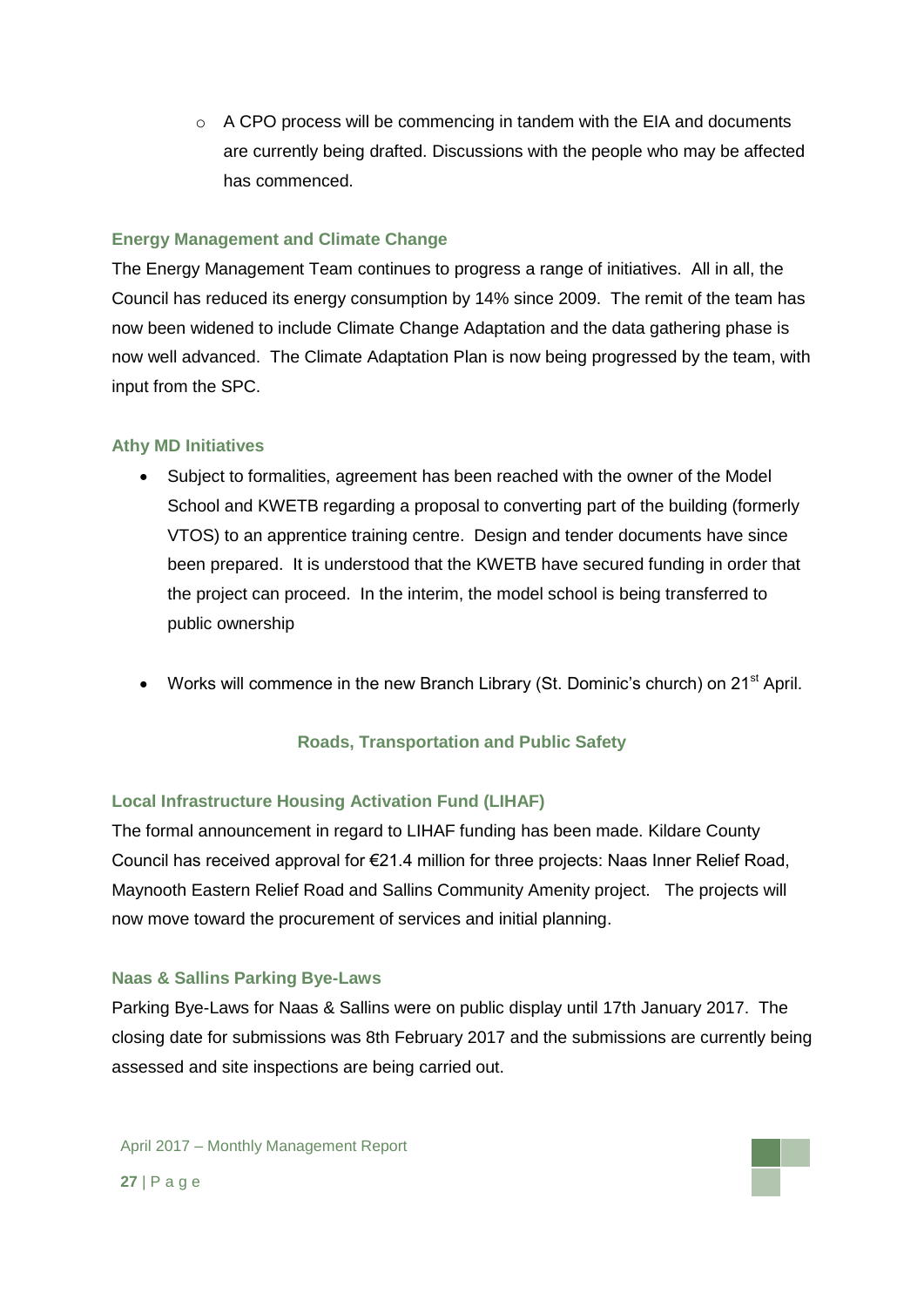- A CPO process will be commencing in tandem with the EIA and documents are currently being drafted. Discussions with the people who may be affected has commenced.

### Energy Management and Climate Change

The Energy Management Team continues to progress a range of initiatives. All in all, the Council has reduced its energy consumption by 14% since 2009. The remit of the team has now been widened to include Climate Change Adaptation and the data gathering phase is now well advanced. The Climate Adaptation Plan is now being progressed by the team, with input from the SPC.

### Athy MD Initiatives

- Subject to formalities, agreement has been reached with the owner of the Model School and KWETB regarding a proposal to converting part of the building (formerly VTOS) to an apprentice training centre. Design and tender documents have since been prepared. It is understood that the KWETB have secured funding in order that the project can proceed. In the interim, the model school is being transferred to public ownership

- Works will commence in the new Branch Library (St. Dominic's church) on 21st April.

## Roads, Transportation and Public Safety

### Local Infrastructure Housing Activation Fund (LIHAF)

The formal announcement in regard to LIHAF funding has been made. Kildare County Council has received approval for €21.4 million for three projects: Naas Inner Relief Road, Maynooth Eastern Relief Road and Sallins Community Amenity project. The projects will now move toward the procurement of services and initial planning.

### Naas & Sallins Parking Bye-Laws

Parking Bye-Laws for Naas & Sallins were on public display until 17th January 2017. The closing date for submissions was 8th February 2017 and the submissions are currently being assessed and site inspections are being carried out.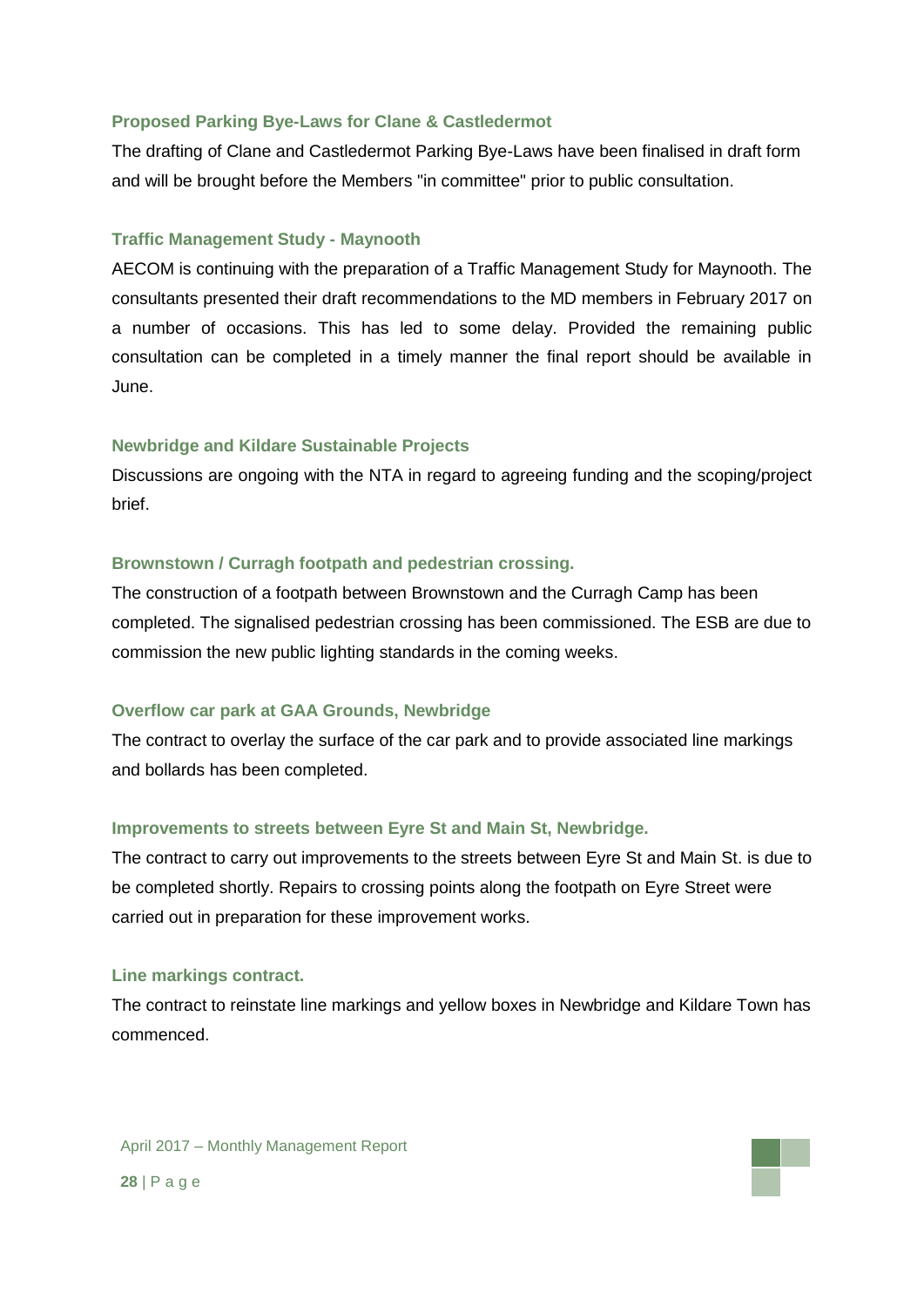### Proposed Parking Bye-Laws for Clane & Castledermot

The drafting of Clane and Castledermot Parking Bye-Laws have been finalised in draft form and will be brought before the Members "in committee" prior to public consultation.

### Traffic Management Study - Maynooth

AECOM is continuing with the preparation of a Traffic Management Study for Maynooth. The consultants presented their draft recommendations to the MD members in February 2017 on a number of occasions. This has led to some delay. Provided the remaining public consultation can be completed in a timely manner the final report should be available in June.

### Newbridge and Kildare Sustainable Projects

Discussions are ongoing with the NTA in regard to agreeing funding and the scoping/project brief.

### Brownstown / Curragh footpath and pedestrian crossing.

The construction of a footpath between Brownstown and the Curragh Camp has been completed. The signalised pedestrian crossing has been commissioned. The ESB are due to commission the new public lighting standards in the coming weeks.

### Overflow car park at GAA Grounds, Newbridge

The contract to overlay the surface of the car park and to provide associated line markings and bollards has been completed.

### Improvements to streets between Eyre St and Main St, Newbridge.

The contract to carry out improvements to the streets between Eyre St and Main St. is due to be completed shortly. Repairs to crossing points along the footpath on Eyre Street were carried out in preparation for these improvement works.

### Line markings contract.

The contract to reinstate line markings and yellow boxes in Newbridge and Kildare Town has commenced.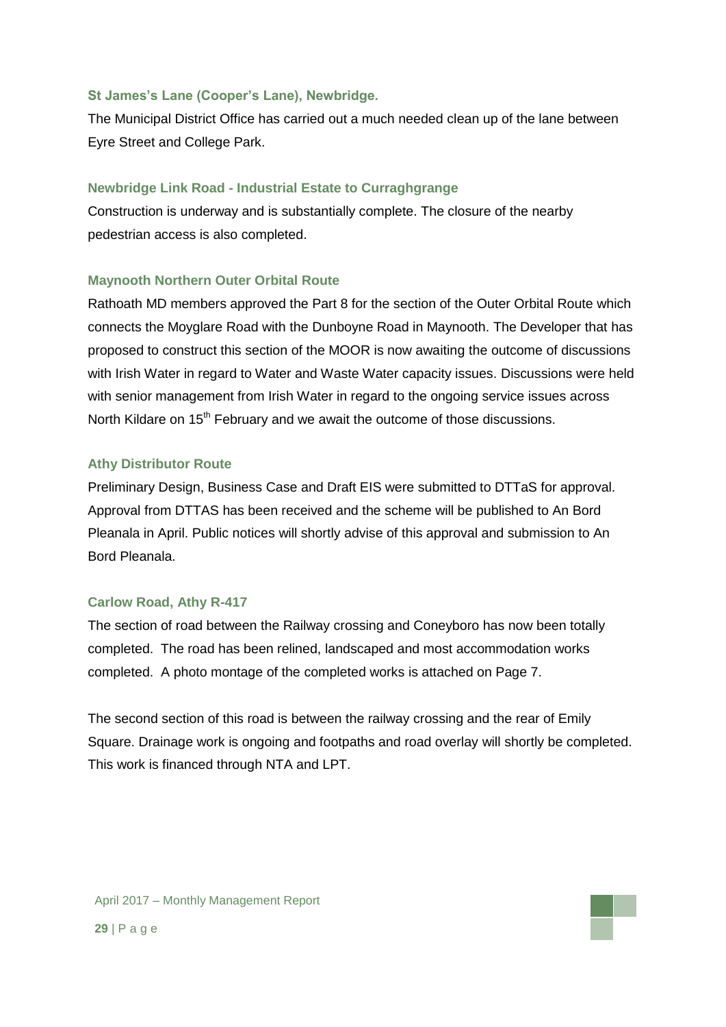### St James's Lane (Cooper's Lane), Newbridge.

The Municipal District Office has carried out a much needed clean up of the lane between Eyre Street and College Park.

### Newbridge Link Road - Industrial Estate to Curraghgrange

Construction is underway and is substantially complete. The closure of the nearby pedestrian access is also completed.

### Maynooth Northern Outer Orbital Route

Rathoath MD members approved the Part 8 for the section of the Outer Orbital Route which connects the Moyglare Road with the Dunboyne Road in Maynooth. The Developer that has proposed to construct this section of the MOOR is now awaiting the outcome of discussions with Irish Water in regard to Water and Waste Water capacity issues. Discussions were held with senior management from Irish Water in regard to the ongoing service issues across North Kildare on 15th February and we await the outcome of those discussions.

### Athy Distributor Route

Preliminary Design, Business Case and Draft EIS were submitted to DTTaS for approval. Approval from DTTAS has been received and the scheme will be published to An Bord Pleanala in April. Public notices will shortly advise of this approval and submission to An Bord Pleanala.

### Carlow Road, Athy R-417

The section of road between the Railway crossing and Coneyboro has now been totally completed. The road has been relined, landscaped and most accommodation works completed. A photo montage of the completed works is attached on Page 7.

The second section of this road is between the railway crossing and the rear of Emily Square. Drainage work is ongoing and footpaths and road overlay will shortly be completed. This work is financed through NTA and LPT.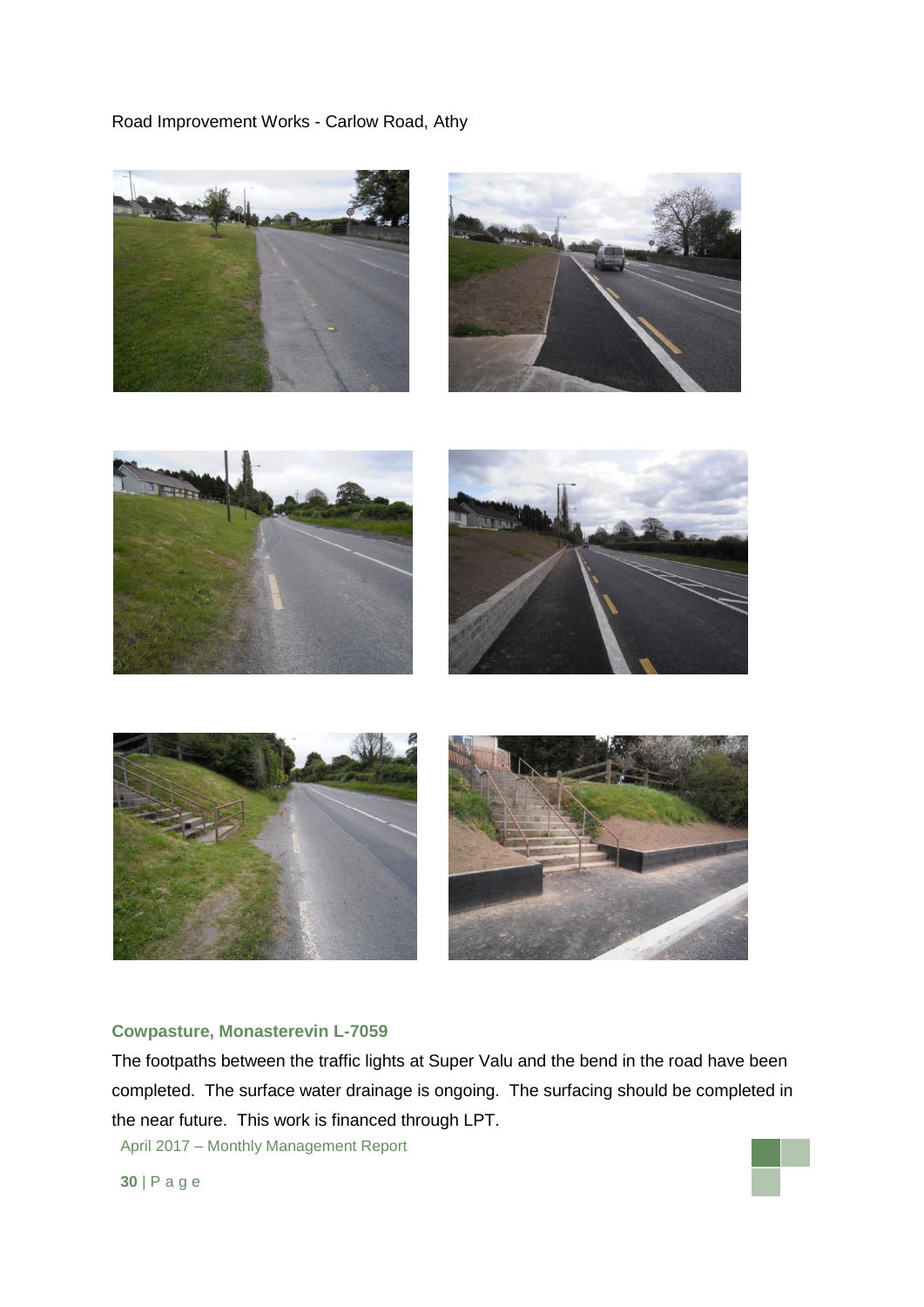Road Improvement Works - Carlow Road, Athy

### Cowpasture, Monasterevin L-7059

The footpaths between the traffic lights at Super Valu and the bend in the road have been completed. The surface water drainage is ongoing. The surfacing should be completed in the near future. This work is financed through LPT.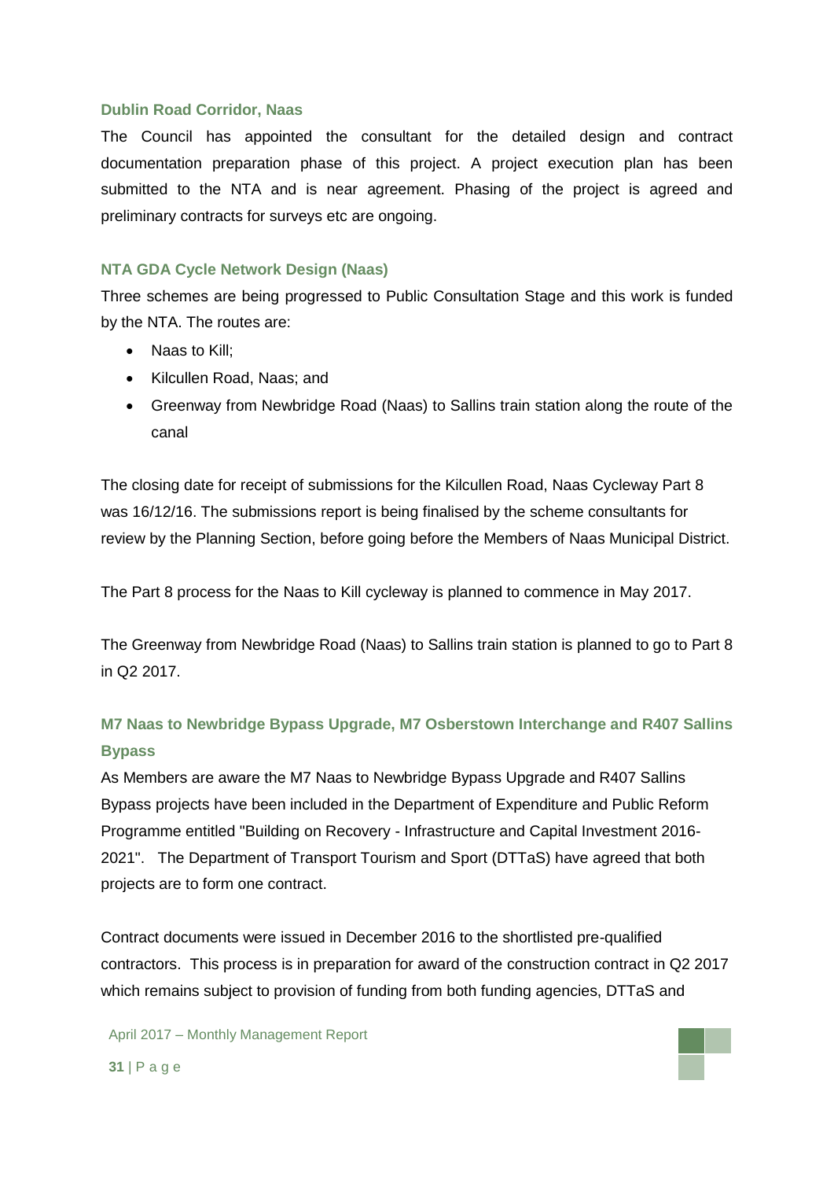### Dublin Road Corridor, Naas

The Council has appointed the consultant for the detailed design and contract documentation preparation phase of this project. A project execution plan has been submitted to the NTA and is near agreement. Phasing of the project is agreed and preliminary contracts for surveys etc are ongoing.

### NTA GDA Cycle Network Design (Naas)

Three schemes are being progressed to Public Consultation Stage and this work is funded by the NTA. The routes are:

- Naas to Kill;
- Kilcullen Road, Naas; and
- Greenway from Newbridge Road (Naas) to Sallins train station along the route of the canal

The closing date for receipt of submissions for the Kilcullen Road, Naas Cycleway Part 8 was 16/12/16. The submissions report is being finalised by the scheme consultants for review by the Planning Section, before going before the Members of Naas Municipal District.

The Part 8 process for the Naas to Kill cycleway is planned to commence in May 2017.

The Greenway from Newbridge Road (Naas) to Sallins train station is planned to go to Part 8 in Q2 2017.

### M7 Naas to Newbridge Bypass Upgrade, M7 Osberstown Interchange and R407 Sallins Bypass

As Members are aware the M7 Naas to Newbridge Bypass Upgrade and R407 Sallins Bypass projects have been included in the Department of Expenditure and Public Reform Programme entitled "Building on Recovery - Infrastructure and Capital Investment 2016-2021". The Department of Transport Tourism and Sport (DTTaS) have agreed that both projects are to form one contract.

Contract documents were issued in December 2016 to the shortlisted pre-qualified contractors. This process is in preparation for award of the construction contract in Q2 2017 which remains subject to provision of funding from both funding agencies, DTTaS and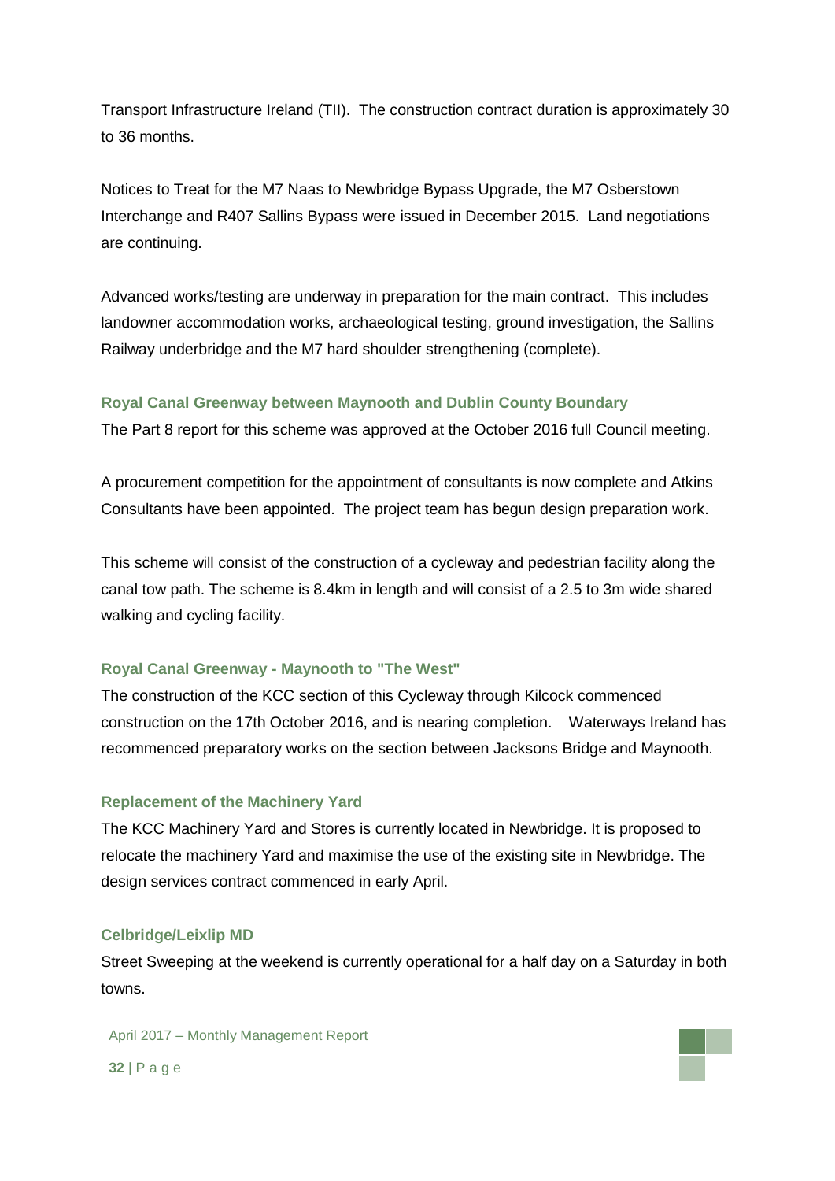Transport Infrastructure Ireland (TII). The construction contract duration is approximately 30 to 36 months.

Notices to Treat for the M7 Naas to Newbridge Bypass Upgrade, the M7 Osberstown Interchange and R407 Sallins Bypass were issued in December 2015. Land negotiations are continuing.

Advanced works/testing are underway in preparation for the main contract. This includes landowner accommodation works, archaeological testing, ground investigation, the Sallins Railway underbridge and the M7 hard shoulder strengthening (complete).

### Royal Canal Greenway between Maynooth and Dublin County Boundary

The Part 8 report for this scheme was approved at the October 2016 full Council meeting.

A procurement competition for the appointment of consultants is now complete and Atkins Consultants have been appointed. The project team has begun design preparation work.

This scheme will consist of the construction of a cycleway and pedestrian facility along the canal tow path. The scheme is 8.4km in length and will consist of a 2.5 to 3m wide shared walking and cycling facility.

### Royal Canal Greenway - Maynooth to "The West"

The construction of the KCC section of this Cycleway through Kilcock commenced construction on the 17th October 2016, and is nearing completion. Waterways Ireland has recommenced preparatory works on the section between Jacksons Bridge and Maynooth.

### Replacement of the Machinery Yard

The KCC Machinery Yard and Stores is currently located in Newbridge. It is proposed to relocate the machinery Yard and maximise the use of the existing site in Newbridge. The design services contract commenced in early April.

### Celbridge/Leixlip MD

Street Sweeping at the weekend is currently operational for a half day on a Saturday in both towns.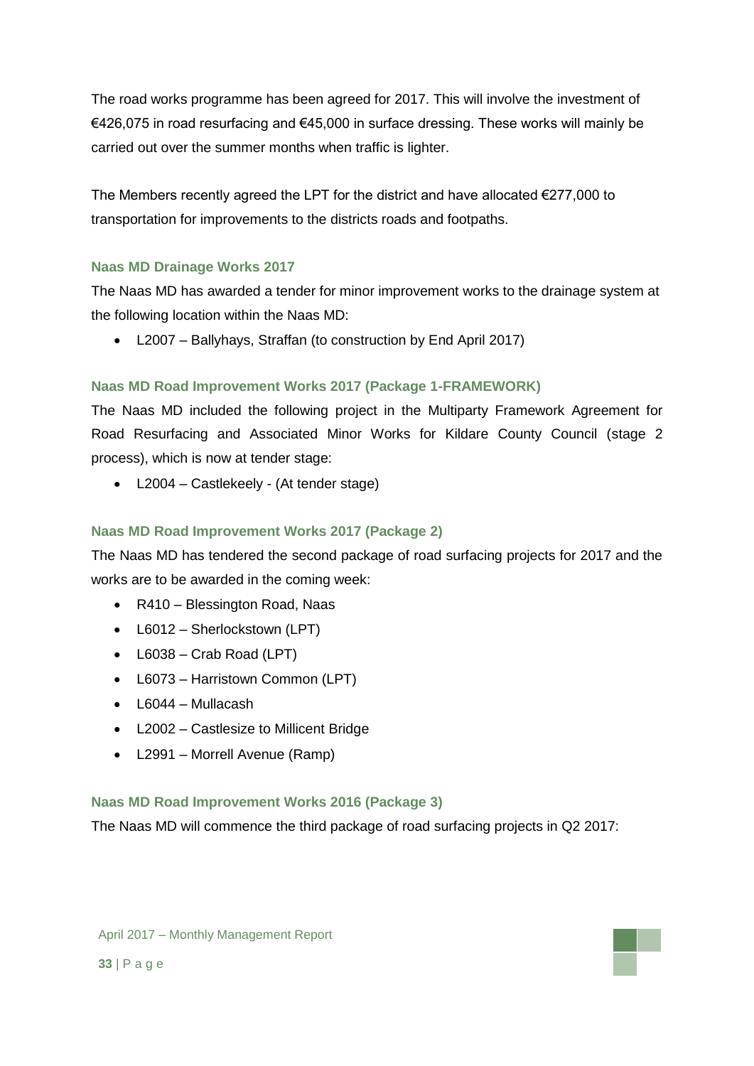The road works programme has been agreed for 2017. This will involve the investment of €426,075 in road resurfacing and €45,000 in surface dressing. These works will mainly be carried out over the summer months when traffic is lighter.

The Members recently agreed the LPT for the district and have allocated €277,000 to transportation for improvements to the districts roads and footpaths.

### Naas MD Drainage Works 2017

The Naas MD has awarded a tender for minor improvement works to the drainage system at the following location within the Naas MD:

- L2007 – Ballyhays, Straffan (to construction by End April 2017)

### Naas MD Road Improvement Works 2017 (Package 1-FRAMEWORK)

The Naas MD included the following project in the Multiparty Framework Agreement for Road Resurfacing and Associated Minor Works for Kildare County Council (stage 2 process), which is now at tender stage:

- L2004 – Castlekeely - (At tender stage)

### Naas MD Road Improvement Works 2017 (Package 2)

The Naas MD has tendered the second package of road surfacing projects for 2017 and the works are to be awarded in the coming week:

- R410 – Blessington Road, Naas
- L6012 – Sherlockstown (LPT)
- L6038 – Crab Road (LPT)
- L6073 – Harristown Common (LPT)
- L6044 – Mullacash
- L2002 – Castlesize to Millicent Bridge
- L2991 – Morrell Avenue (Ramp)

### Naas MD Road Improvement Works 2016 (Package 3)

The Naas MD will commence the third package of road surfacing projects in Q2 2017: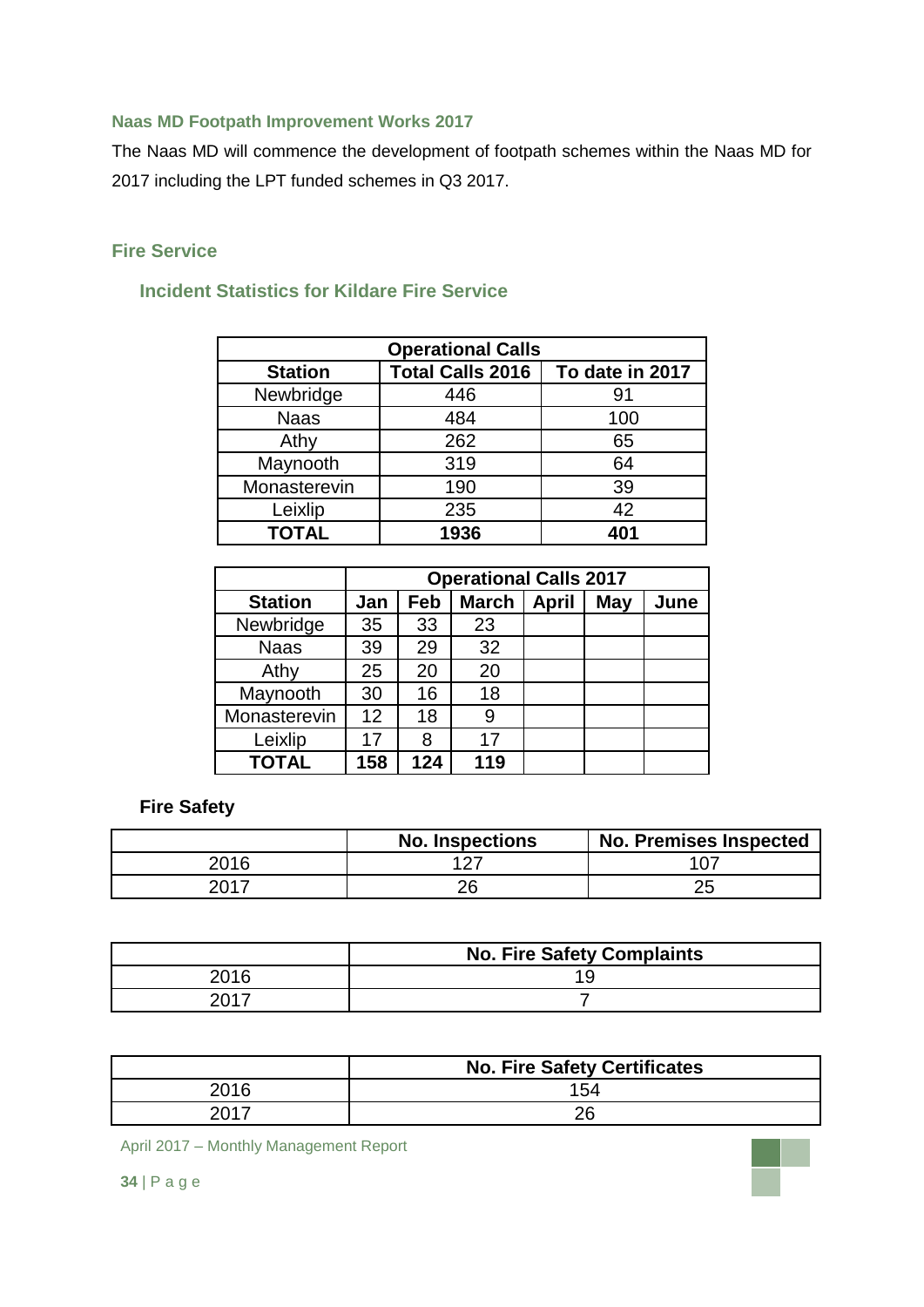### Naas MD Footpath Improvement Works 2017

The Naas MD will commence the development of footpath schemes within the Naas MD for 2017 including the LPT funded schemes in Q3 2017.

## Fire Service

### Incident Statistics for Kildare Fire Service

| Operational Calls | | |
|---|---|---|
| **Station** | **Total Calls 2016** | **To date in 2017** |
| Newbridge | 446 | 91 |
| Naas | 484 | 100 |
| Athy | 262 | 65 |
| Maynooth | 319 | 64 |
| Monasterevin | 190 | 39 |
| Leixlip | 235 | 42 |
| **TOTAL** | **1936** | **401** |

| | **Operational Calls 2017** | | | | | |
|---|---|---|---|---|---|---|
| **Station** | **Jan** | **Feb** | **March** | **April** | **May** | **June** |
| Newbridge | 35 | 33 | 23 | | | |
| Naas | 39 | 29 | 32 | | | |
| Athy | 25 | 20 | 20 | | | |
| Maynooth | 30 | 16 | 18 | | | |
| Monasterevin | 12 | 18 | 9 | | | |
| Leixlip | 17 | 8 | 17 | | | |
| **TOTAL** | **158** | **124** | **119** | | | |

### Fire Safety

| | No. Inspections | No. Premises Inspected |
|---|---|---|
| 2016 | 127 | 107 |
| 2017 | 26 | 25 |

| | No. Fire Safety Complaints |
|---|---|
| 2016 | 19 |
| 2017 | 7 |

| | No. Fire Safety Certificates |
|---|---|
| 2016 | 154 |
| 2017 | 26 |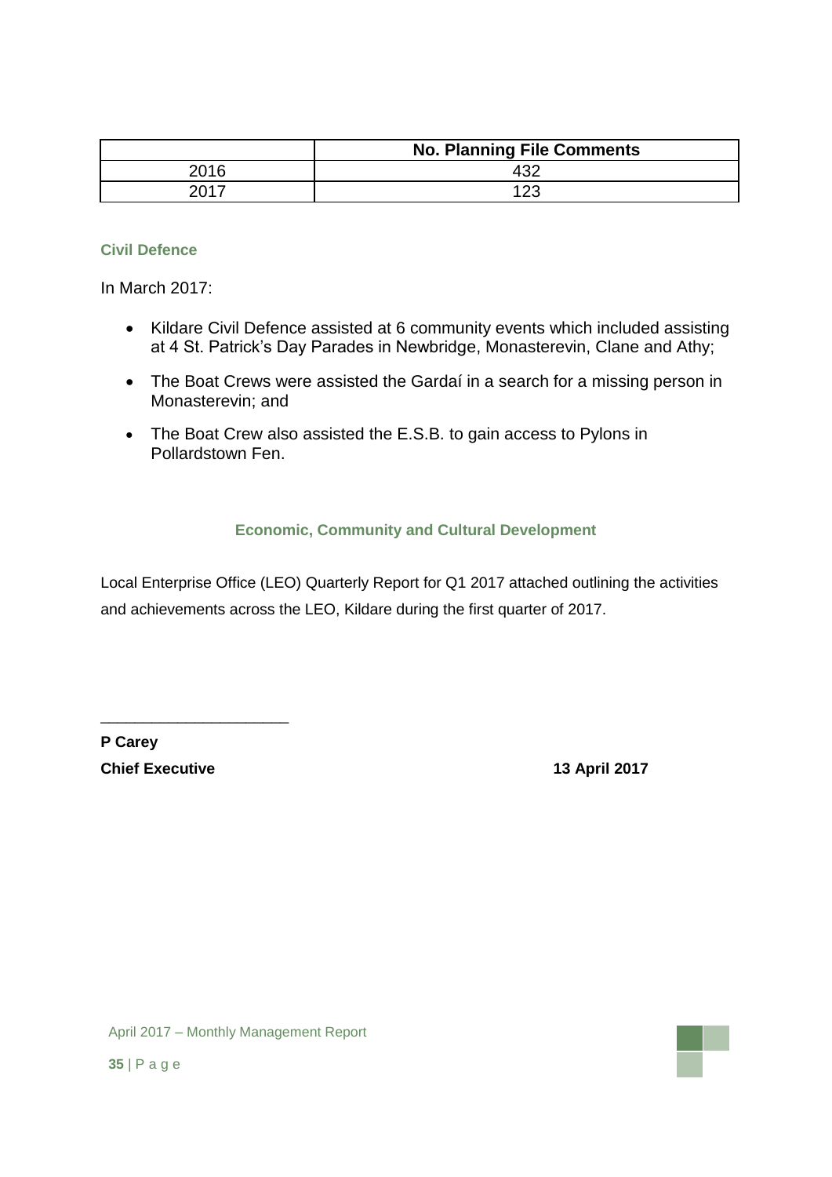| | No. Planning File Comments |
|---|---|
| 2016 | 432 |
| 2017 | 123 |

### Civil Defence

In March 2017:

- Kildare Civil Defence assisted at 6 community events which included assisting at 4 St. Patrick's Day Parades in Newbridge, Monasterevin, Clane and Athy;
- The Boat Crews were assisted the Gardaí in a search for a missing person in Monasterevin; and
- The Boat Crew also assisted the E.S.B. to gain access to Pylons in Pollardstown Fen.

## Economic, Community and Cultural Development

Local Enterprise Office (LEO) Quarterly Report for Q1 2017 attached outlining the activities and achievements across the LEO, Kildare during the first quarter of 2017.

______________________

**P Carey**
**Chief Executive** **13 April 2017**